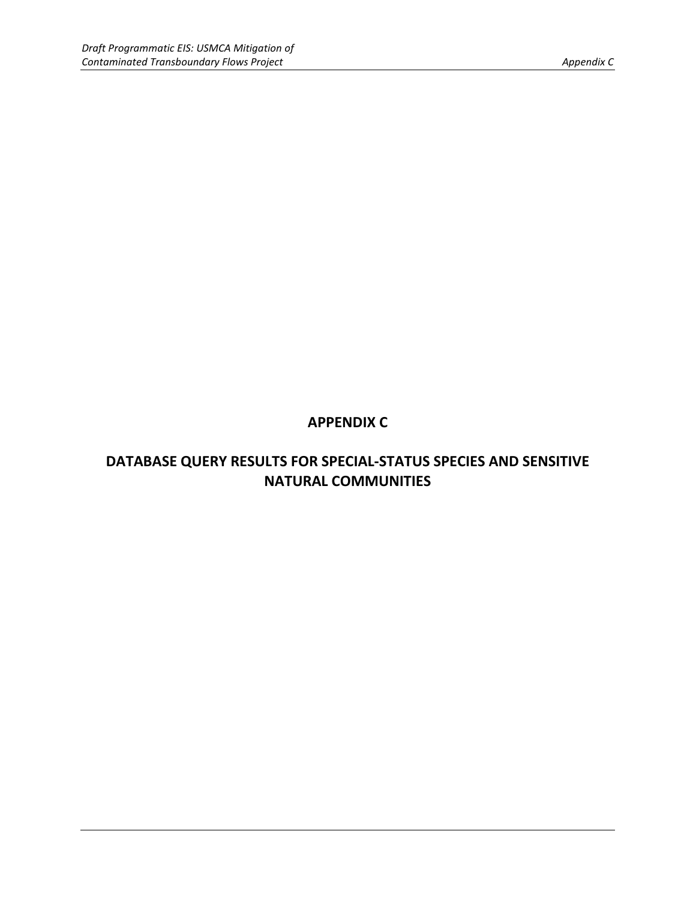# APPENDIX C

## DATABASE QUERY RESULTS FOR SPECIAL-STATUS SPECIES AND SENSITIVE NATURAL COMMUNITIES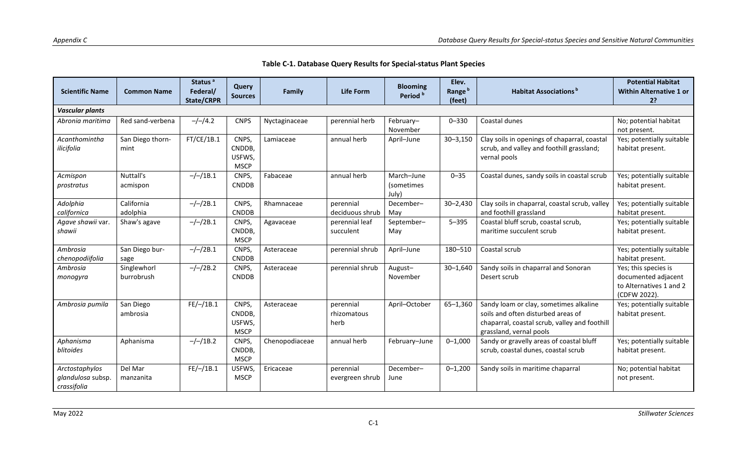**Table C-1. Database Query Results for Special-status Plant Species**

| Scientific Name | Common Name | Status [a] Federal/ State/CRPR | Query Sources | Family | Life Form | Blooming Period [b] | Elev. Range [b] (feet) | Habitat Associations [b] | Potential Habitat Within Alternative 1 or 2? |
|---|---|---|---|---|---|---|---|---|---|
| ***Vascular plants*** | | | | | | | | | |
| *Abronia maritima* | Red sand-verbena | –/–/4.2 | CNPS | Nyctaginaceae | perennial herb | February–November | 0–330 | Coastal dunes | No; potential habitat not present. |
| *Acanthomintha ilicifolia* | San Diego thorn-mint | FT/CE/1B.1 | CNPS, CNDDB, USFWS, MSCP | Lamiaceae | annual herb | April–June | 30–3,150 | Clay soils in openings of chaparral, coastal scrub, and valley and foothill grassland; vernal pools | Yes; potentially suitable habitat present. |
| *Acmispon prostratus* | Nuttall's acmispon | –/–/1B.1 | CNPS, CNDDB | Fabaceae | annual herb | March–June (sometimes July) | 0–35 | Coastal dunes, sandy soils in coastal scrub | Yes; potentially suitable habitat present. |
| *Adolphia californica* | California adolphia | –/–/2B.1 | CNPS, CNDDB | Rhamnaceae | perennial deciduous shrub | December–May | 30–2,430 | Clay soils in chaparral, coastal scrub, valley and foothill grassland | Yes; potentially suitable habitat present. |
| *Agave shawii* var. *shawii* | Shaw's agave | –/–/2B.1 | CNPS, CNDDB, MSCP | Agavaceae | perennial leaf succulent | September–May | 5–395 | Coastal bluff scrub, coastal scrub, maritime succulent scrub | Yes; potentially suitable habitat present. |
| *Ambrosia chenopodiifolia* | San Diego bur-sage | –/–/2B.1 | CNPS, CNDDB | Asteraceae | perennial shrub | April–June | 180–510 | Coastal scrub | Yes; potentially suitable habitat present. |
| *Ambrosia monogyra* | Singlewhorl burrobrush | –/–/2B.2 | CNPS, CNDDB | Asteraceae | perennial shrub | August–November | 30–1,640 | Sandy soils in chaparral and Sonoran Desert scrub | Yes; this species is documented adjacent to Alternatives 1 and 2 (CDFW 2022). |
| *Ambrosia pumila* | San Diego ambrosia | FE/–/1B.1 | CNPS, CNDDB, USFWS, MSCP | Asteraceae | perennial rhizomatous herb | April–October | 65–1,360 | Sandy loam or clay, sometimes alkaline soils and often disturbed areas of chaparral, coastal scrub, valley and foothill grassland, vernal pools | Yes; potentially suitable habitat present. |
| *Aphanisma blitoides* | Aphanisma | –/–/1B.2 | CNPS, CNDDB, MSCP | Chenopodiaceae | annual herb | February–June | 0–1,000 | Sandy or gravelly areas of coastal bluff scrub, coastal dunes, coastal scrub | Yes; potentially suitable habitat present. |
| *Arctostaphylos glandulosa* subsp. *crassifolia* | Del Mar manzanita | FE/–/1B.1 | USFWS, MSCP | Ericaceae | perennial evergreen shrub | December–June | 0–1,200 | Sandy soils in maritime chaparral | No; potential habitat not present. |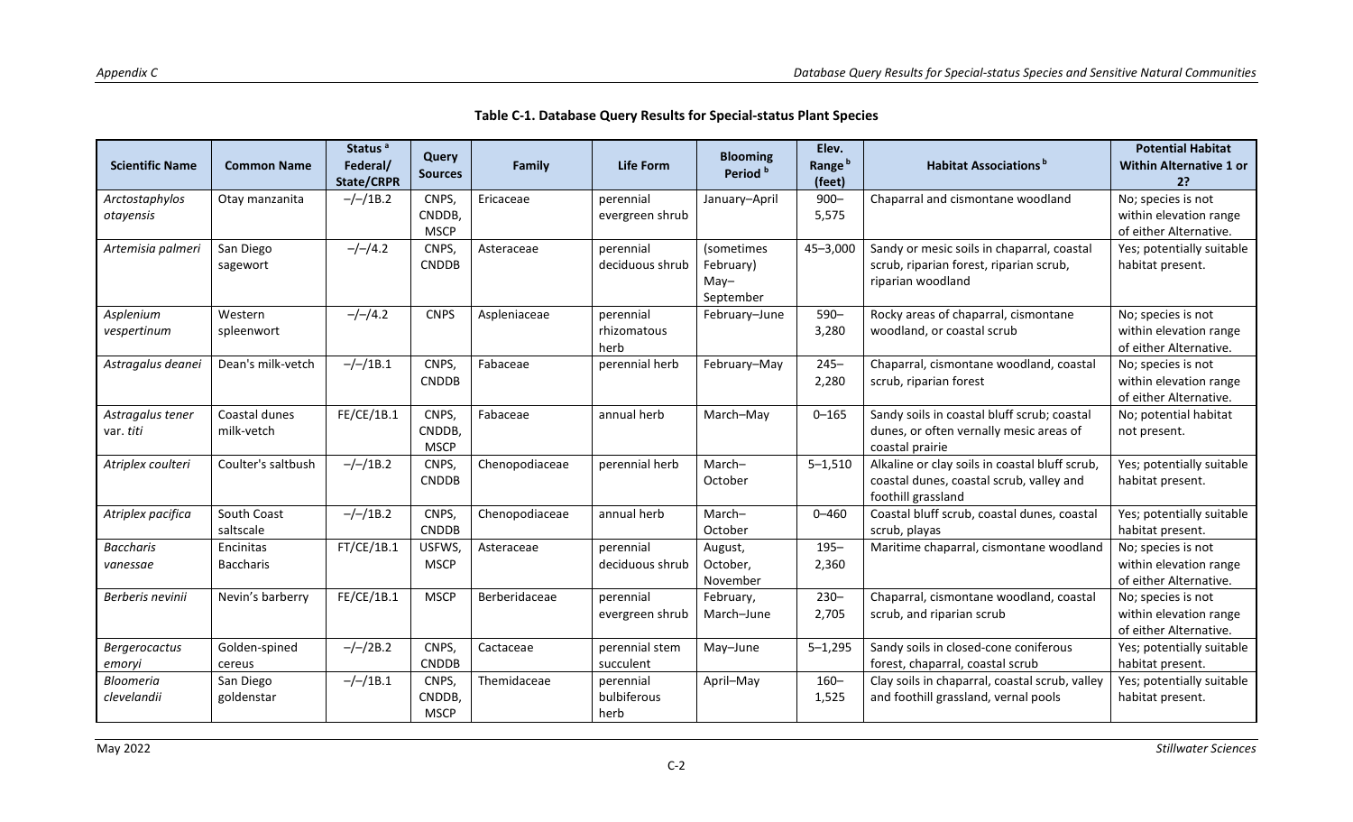**Table C-1. Database Query Results for Special-status Plant Species**

| Scientific Name | Common Name | Status [a] Federal/ State/CRPR | Query Sources | Family | Life Form | Blooming Period [b] | Elev. Range [b] (feet) | Habitat Associations [b] | Potential Habitat Within Alternative 1 or 2? |
|---|---|---|---|---|---|---|---|---|---|
| *Arctostaphylos otayensis* | Otay manzanita | –/–/1B.2 | CNPS, CNDDB, MSCP | Ericaceae | perennial evergreen shrub | January–April | 900–5,575 | Chaparral and cismontane woodland | No; species is not within elevation range of either Alternative. |
| *Artemisia palmeri* | San Diego sagewort | –/–/4.2 | CNPS, CNDDB | Asteraceae | perennial deciduous shrub | (sometimes February) May–September | 45–3,000 | Sandy or mesic soils in chaparral, coastal scrub, riparian forest, riparian scrub, riparian woodland | Yes; potentially suitable habitat present. |
| *Asplenium vespertinum* | Western spleenwort | –/–/4.2 | CNPS | Aspleniaceae | perennial rhizomatous herb | February–June | 590–3,280 | Rocky areas of chaparral, cismontane woodland, or coastal scrub | No; species is not within elevation range of either Alternative. |
| *Astragalus deanei* | Dean's milk-vetch | –/–/1B.1 | CNPS, CNDDB | Fabaceae | perennial herb | February–May | 245–2,280 | Chaparral, cismontane woodland, coastal scrub, riparian forest | No; species is not within elevation range of either Alternative. |
| *Astragalus tener* var. *titi* | Coastal dunes milk-vetch | FE/CE/1B.1 | CNPS, CNDDB, MSCP | Fabaceae | annual herb | March–May | 0–165 | Sandy soils in coastal bluff scrub; coastal dunes, or often vernally mesic areas of coastal prairie | No; potential habitat not present. |
| *Atriplex coulteri* | Coulter's saltbush | –/–/1B.2 | CNPS, CNDDB | Chenopodiaceae | perennial herb | March–October | 5–1,510 | Alkaline or clay soils in coastal bluff scrub, coastal dunes, coastal scrub, valley and foothill grassland | Yes; potentially suitable habitat present. |
| *Atriplex pacifica* | South Coast saltscale | –/–/1B.2 | CNPS, CNDDB | Chenopodiaceae | annual herb | March–October | 0–460 | Coastal bluff scrub, coastal dunes, coastal scrub, playas | Yes; potentially suitable habitat present. |
| *Baccharis vanessae* | Encinitas Baccharis | FT/CE/1B.1 | USFWS, MSCP | Asteraceae | perennial deciduous shrub | August, October, November | 195–2,360 | Maritime chaparral, cismontane woodland | No; species is not within elevation range of either Alternative. |
| *Berberis nevinii* | Nevin's barberry | FE/CE/1B.1 | MSCP | Berberidaceae | perennial evergreen shrub | February, March–June | 230–2,705 | Chaparral, cismontane woodland, coastal scrub, and riparian scrub | No; species is not within elevation range of either Alternative. |
| *Bergerocactus emoryi* | Golden-spined cereus | –/–/2B.2 | CNPS, CNDDB | Cactaceae | perennial stem succulent | May–June | 5–1,295 | Sandy soils in closed-cone coniferous forest, chaparral, coastal scrub | Yes; potentially suitable habitat present. |
| *Bloomeria clevelandii* | San Diego goldenstar | –/–/1B.1 | CNPS, CNDDB, MSCP | Themidaceae | perennial bulbiferous herb | April–May | 160–1,525 | Clay soils in chaparral, coastal scrub, valley and foothill grassland, vernal pools | Yes; potentially suitable habitat present. |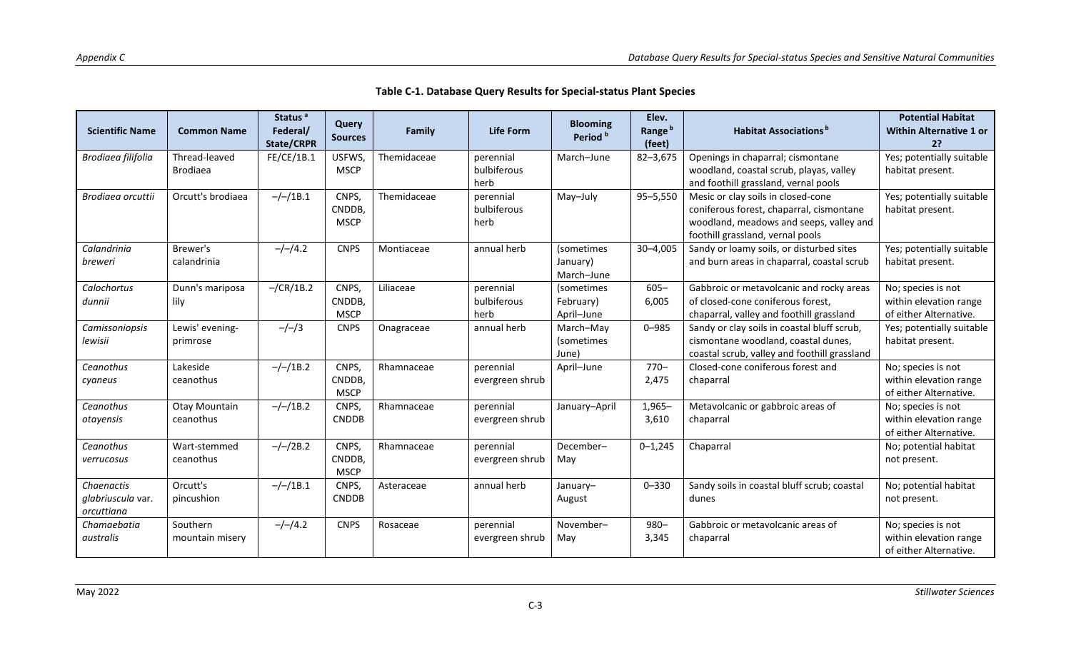**Table C-1. Database Query Results for Special-status Plant Species**

| Scientific Name | Common Name | Status [a] Federal/ State/CRPR | Query Sources | Family | Life Form | Blooming Period [b] | Elev. Range [b] (feet) | Habitat Associations [b] | Potential Habitat Within Alternative 1 or 2? |
|---|---|---|---|---|---|---|---|---|---|
| *Brodiaea filifolia* | Thread-leaved Brodiaea | FE/CE/1B.1 | USFWS, MSCP | Themidaceae | perennial bulbiferous herb | March–June | 82–3,675 | Openings in chaparral; cismontane woodland, coastal scrub, playas, valley and foothill grassland, vernal pools | Yes; potentially suitable habitat present. |
| *Brodiaea orcuttii* | Orcutt's brodiaea | –/–/1B.1 | CNPS, CNDDB, MSCP | Themidaceae | perennial bulbiferous herb | May–July | 95–5,550 | Mesic or clay soils in closed-cone coniferous forest, chaparral, cismontane woodland, meadows and seeps, valley and foothill grassland, vernal pools | Yes; potentially suitable habitat present. |
| *Calandrinia breweri* | Brewer's calandrinia | –/–/4.2 | CNPS | Montiaceae | annual herb | (sometimes January) March–June | 30–4,005 | Sandy or loamy soils, or disturbed sites and burn areas in chaparral, coastal scrub | Yes; potentially suitable habitat present. |
| *Calochortus dunnii* | Dunn's mariposa lily | –/CR/1B.2 | CNPS, CNDDB, MSCP | Liliaceae | perennial bulbiferous herb | (sometimes February) April–June | 605–6,005 | Gabbroic or metavolcanic and rocky areas of closed-cone coniferous forest, chaparral, valley and foothill grassland | No; species is not within elevation range of either Alternative. |
| *Camissoniopsis lewisii* | Lewis' evening-primrose | –/–/3 | CNPS | Onagraceae | annual herb | March–May (sometimes June) | 0–985 | Sandy or clay soils in coastal bluff scrub, cismontane woodland, coastal dunes, coastal scrub, valley and foothill grassland | Yes; potentially suitable habitat present. |
| *Ceanothus cyaneus* | Lakeside ceanothus | –/–/1B.2 | CNPS, CNDDB, MSCP | Rhamnaceae | perennial evergreen shrub | April–June | 770–2,475 | Closed-cone coniferous forest and chaparral | No; species is not within elevation range of either Alternative. |
| *Ceanothus otayensis* | Otay Mountain ceanothus | –/–/1B.2 | CNPS, CNDDB | Rhamnaceae | perennial evergreen shrub | January–April | 1,965–3,610 | Metavolcanic or gabbroic areas of chaparral | No; species is not within elevation range of either Alternative. |
| *Ceanothus verrucosus* | Wart-stemmed ceanothus | –/–/2B.2 | CNPS, CNDDB, MSCP | Rhamnaceae | perennial evergreen shrub | December–May | 0–1,245 | Chaparral | No; potential habitat not present. |
| *Chaenactis glabriuscula* var. *orcuttiana* | Orcutt's pincushion | –/–/1B.1 | CNPS, CNDDB | Asteraceae | annual herb | January–August | 0–330 | Sandy soils in coastal bluff scrub; coastal dunes | No; potential habitat not present. |
| *Chamaebatia australis* | Southern mountain misery | –/–/4.2 | CNPS | Rosaceae | perennial evergreen shrub | November–May | 980–3,345 | Gabbroic or metavolcanic areas of chaparral | No; species is not within elevation range of either Alternative. |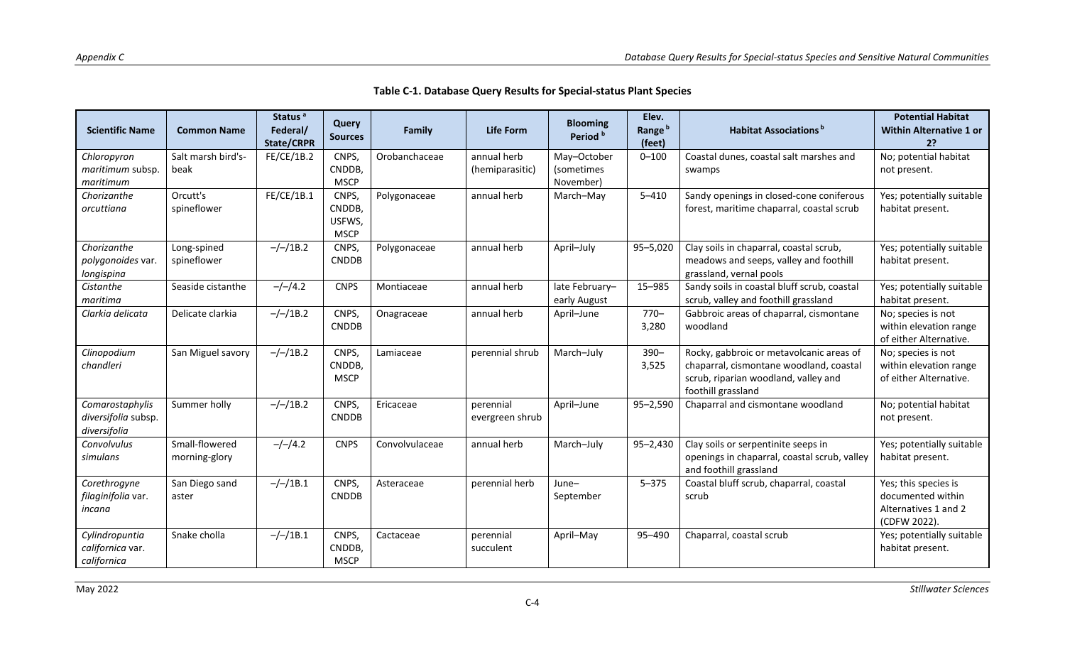**Table C-1. Database Query Results for Special-status Plant Species**

| Scientific Name | Common Name | Status [a] Federal/ State/CRPR | Query Sources | Family | Life Form | Blooming Period [b] | Elev. Range [b] (feet) | Habitat Associations [b] | Potential Habitat Within Alternative 1 or 2? |
|---|---|---|---|---|---|---|---|---|---|
| *Chloropyron maritimum* subsp. *maritimum* | Salt marsh bird's-beak | FE/CE/1B.2 | CNPS, CNDDB, MSCP | Orobanchaceae | annual herb (hemiparasitic) | May–October (sometimes November) | 0–100 | Coastal dunes, coastal salt marshes and swamps | No; potential habitat not present. |
| *Chorizanthe orcuttiana* | Orcutt's spineflower | FE/CE/1B.1 | CNPS, CNDDB, USFWS, MSCP | Polygonaceae | annual herb | March–May | 5–410 | Sandy openings in closed-cone coniferous forest, maritime chaparral, coastal scrub | Yes; potentially suitable habitat present. |
| *Chorizanthe polygonoides* var. *longispina* | Long-spined spineflower | –/–/1B.2 | CNPS, CNDDB | Polygonaceae | annual herb | April–July | 95–5,020 | Clay soils in chaparral, coastal scrub, meadows and seeps, valley and foothill grassland, vernal pools | Yes; potentially suitable habitat present. |
| *Cistanthe maritima* | Seaside cistanthe | –/–/4.2 | CNPS | Montiaceae | annual herb | late February–early August | 15–985 | Sandy soils in coastal bluff scrub, coastal scrub, valley and foothill grassland | Yes; potentially suitable habitat present. |
| *Clarkia delicata* | Delicate clarkia | –/–/1B.2 | CNPS, CNDDB | Onagraceae | annual herb | April–June | 770–3,280 | Gabbroic areas of chaparral, cismontane woodland | No; species is not within elevation range of either Alternative. |
| *Clinopodium chandleri* | San Miguel savory | –/–/1B.2 | CNPS, CNDDB, MSCP | Lamiaceae | perennial shrub | March–July | 390–3,525 | Rocky, gabbroic or metavolcanic areas of chaparral, cismontane woodland, coastal scrub, riparian woodland, valley and foothill grassland | No; species is not within elevation range of either Alternative. |
| *Comarostaphylis diversifolia* subsp. *diversifolia* | Summer holly | –/–/1B.2 | CNPS, CNDDB | Ericaceae | perennial evergreen shrub | April–June | 95–2,590 | Chaparral and cismontane woodland | No; potential habitat not present. |
| *Convolvulus simulans* | Small-flowered morning-glory | –/–/4.2 | CNPS | Convolvulaceae | annual herb | March–July | 95–2,430 | Clay soils or serpentinite seeps in openings in chaparral, coastal scrub, valley and foothill grassland | Yes; potentially suitable habitat present. |
| *Corethrogyne filaginifolia* var. *incana* | San Diego sand aster | –/–/1B.1 | CNPS, CNDDB | Asteraceae | perennial herb | June–September | 5–375 | Coastal bluff scrub, chaparral, coastal scrub | Yes; this species is documented within Alternatives 1 and 2 (CDFW 2022). |
| *Cylindropuntia californica* var. *californica* | Snake cholla | –/–/1B.1 | CNPS, CNDDB, MSCP | Cactaceae | perennial succulent | April–May | 95–490 | Chaparral, coastal scrub | Yes; potentially suitable habitat present. |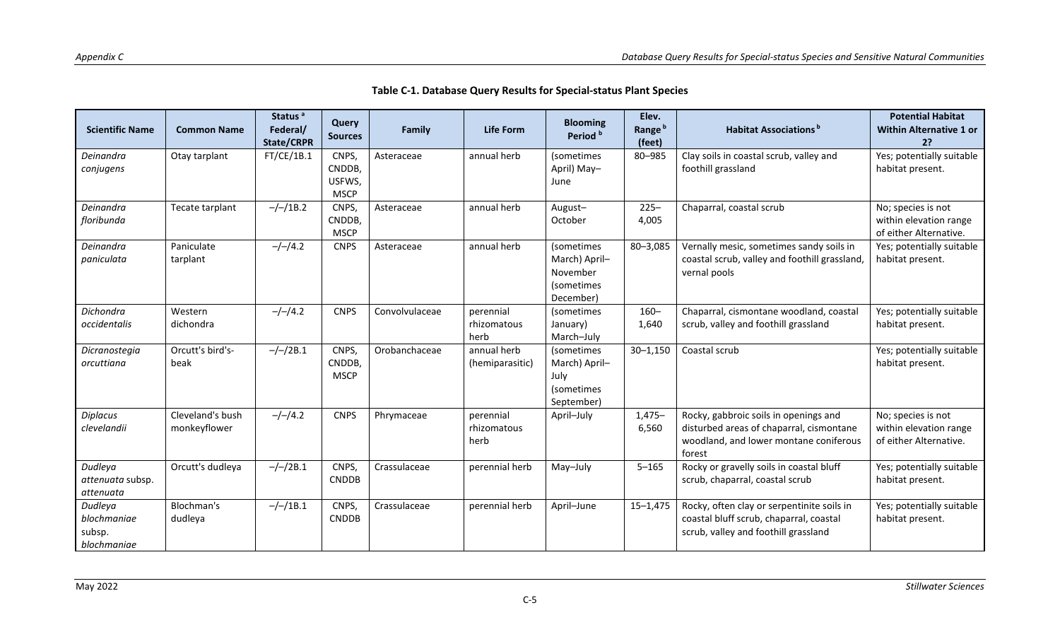**Table C-1. Database Query Results for Special-status Plant Species**

| Scientific Name | Common Name | Status [a] Federal/ State/CRPR | Query Sources | Family | Life Form | Blooming Period [b] | Elev. Range [b] (feet) | Habitat Associations [b] | Potential Habitat Within Alternative 1 or 2? |
|---|---|---|---|---|---|---|---|---|---|
| *Deinandra conjugens* | Otay tarplant | FT/CE/1B.1 | CNPS, CNDDB, USFWS, MSCP | Asteraceae | annual herb | (sometimes April) May–June | 80–985 | Clay soils in coastal scrub, valley and foothill grassland | Yes; potentially suitable habitat present. |
| *Deinandra floribunda* | Tecate tarplant | –/–/1B.2 | CNPS, CNDDB, MSCP | Asteraceae | annual herb | August–October | 225–4,005 | Chaparral, coastal scrub | No; species is not within elevation range of either Alternative. |
| *Deinandra paniculata* | Paniculate tarplant | –/–/4.2 | CNPS | Asteraceae | annual herb | (sometimes March) April–November (sometimes December) | 80–3,085 | Vernally mesic, sometimes sandy soils in coastal scrub, valley and foothill grassland, vernal pools | Yes; potentially suitable habitat present. |
| *Dichondra occidentalis* | Western dichondra | –/–/4.2 | CNPS | Convolvulaceae | perennial rhizomatous herb | (sometimes January) March–July | 160–1,640 | Chaparral, cismontane woodland, coastal scrub, valley and foothill grassland | Yes; potentially suitable habitat present. |
| *Dicranostegia orcuttiana* | Orcutt's bird's-beak | –/–/2B.1 | CNPS, CNDDB, MSCP | Orobanchaceae | annual herb (hemiparasitic) | (sometimes March) April–July (sometimes September) | 30–1,150 | Coastal scrub | Yes; potentially suitable habitat present. |
| *Diplacus clevelandii* | Cleveland's bush monkeyflower | –/–/4.2 | CNPS | Phrymaceae | perennial rhizomatous herb | April–July | 1,475–6,560 | Rocky, gabbroic soils in openings and disturbed areas of chaparral, cismontane woodland, and lower montane coniferous forest | No; species is not within elevation range of either Alternative. |
| *Dudleya attenuata* subsp. *attenuata* | Orcutt's dudleya | –/–/2B.1 | CNPS, CNDDB | Crassulaceae | perennial herb | May–July | 5–165 | Rocky or gravelly soils in coastal bluff scrub, chaparral, coastal scrub | Yes; potentially suitable habitat present. |
| *Dudleya blochmaniae* subsp. *blochmaniae* | Blochman's dudleya | –/–/1B.1 | CNPS, CNDDB | Crassulaceae | perennial herb | April–June | 15–1,475 | Rocky, often clay or serpentinite soils in coastal bluff scrub, chaparral, coastal scrub, valley and foothill grassland | Yes; potentially suitable habitat present. |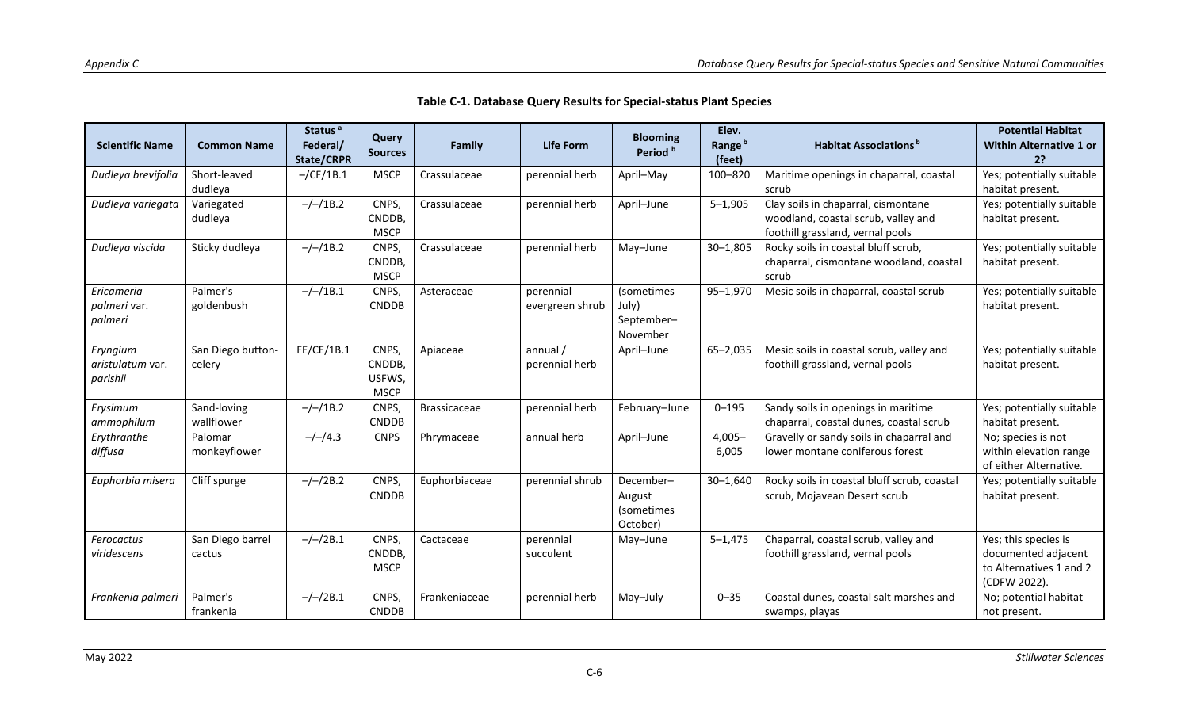**Table C-1. Database Query Results for Special-status Plant Species**

| Scientific Name | Common Name | Status [a] Federal/ State/CRPR | Query Sources | Family | Life Form | Blooming Period [b] | Elev. Range [b] (feet) | Habitat Associations [b] | Potential Habitat Within Alternative 1 or 2? |
|---|---|---|---|---|---|---|---|---|---|
| *Dudleya brevifolia* | Short-leaved dudleya | –/CE/1B.1 | MSCP | Crassulaceae | perennial herb | April–May | 100–820 | Maritime openings in chaparral, coastal scrub | Yes; potentially suitable habitat present. |
| *Dudleya variegata* | Variegated dudleya | –/–/1B.2 | CNPS, CNDDB, MSCP | Crassulaceae | perennial herb | April–June | 5–1,905 | Clay soils in chaparral, cismontane woodland, coastal scrub, valley and foothill grassland, vernal pools | Yes; potentially suitable habitat present. |
| *Dudleya viscida* | Sticky dudleya | –/–/1B.2 | CNPS, CNDDB, MSCP | Crassulaceae | perennial herb | May–June | 30–1,805 | Rocky soils in coastal bluff scrub, chaparral, cismontane woodland, coastal scrub | Yes; potentially suitable habitat present. |
| *Ericameria palmeri* var. *palmeri* | Palmer's goldenbush | –/–/1B.1 | CNPS, CNDDB | Asteraceae | perennial evergreen shrub | (sometimes July) September–November | 95–1,970 | Mesic soils in chaparral, coastal scrub | Yes; potentially suitable habitat present. |
| *Eryngium aristulatum* var. *parishii* | San Diego button-celery | FE/CE/1B.1 | CNPS, CNDDB, USFWS, MSCP | Apiaceae | annual / perennial herb | April–June | 65–2,035 | Mesic soils in coastal scrub, valley and foothill grassland, vernal pools | Yes; potentially suitable habitat present. |
| *Erysimum ammophilum* | Sand-loving wallflower | –/–/1B.2 | CNPS, CNDDB | Brassicaceae | perennial herb | February–June | 0–195 | Sandy soils in openings in maritime chaparral, coastal dunes, coastal scrub | Yes; potentially suitable habitat present. |
| *Erythranthe diffusa* | Palomar monkeyflower | –/–/4.3 | CNPS | Phrymaceae | annual herb | April–June | 4,005–6,005 | Gravelly or sandy soils in chaparral and lower montane coniferous forest | No; species is not within elevation range of either Alternative. |
| *Euphorbia misera* | Cliff spurge | –/–/2B.2 | CNPS, CNDDB | Euphorbiaceae | perennial shrub | December–August (sometimes October) | 30–1,640 | Rocky soils in coastal bluff scrub, coastal scrub, Mojavean Desert scrub | Yes; potentially suitable habitat present. |
| *Ferocactus viridescens* | San Diego barrel cactus | –/–/2B.1 | CNPS, CNDDB, MSCP | Cactaceae | perennial succulent | May–June | 5–1,475 | Chaparral, coastal scrub, valley and foothill grassland, vernal pools | Yes; this species is documented adjacent to Alternatives 1 and 2 (CDFW 2022). |
| *Frankenia palmeri* | Palmer's frankenia | –/–/2B.1 | CNPS, CNDDB | Frankeniaceae | perennial herb | May–July | 0–35 | Coastal dunes, coastal salt marshes and swamps, playas | No; potential habitat not present. |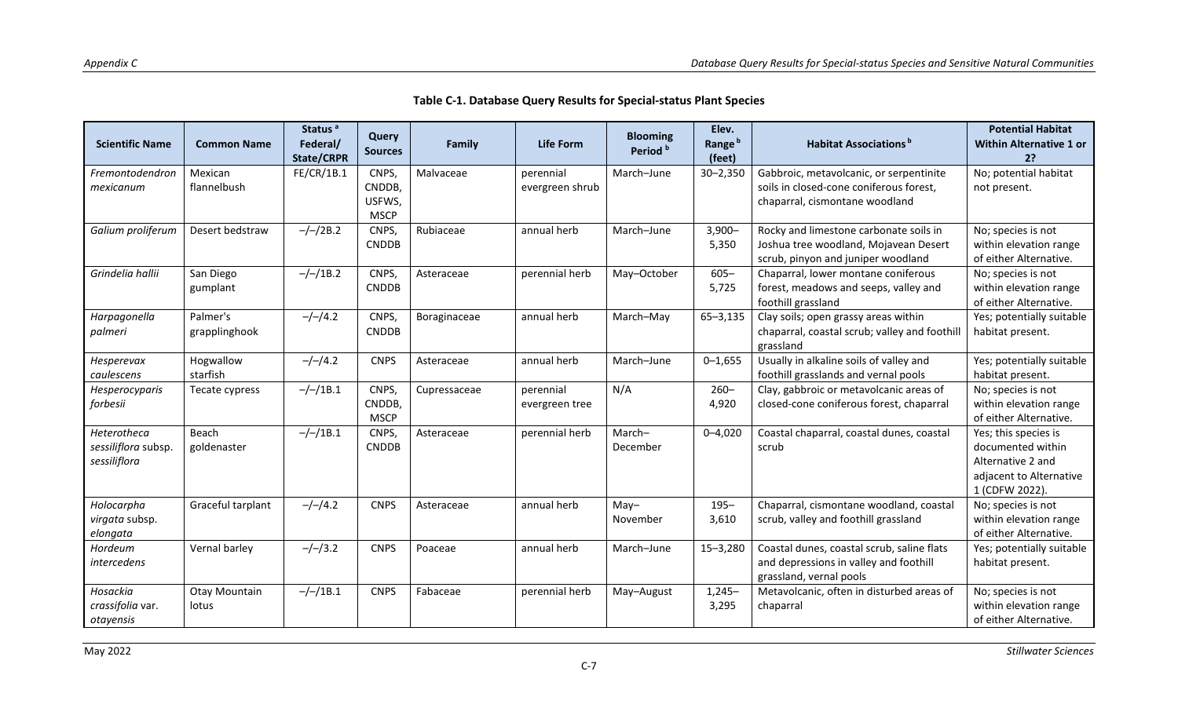**Table C-1. Database Query Results for Special-status Plant Species**

| Scientific Name | Common Name | Status [a] Federal/ State/CRPR | Query Sources | Family | Life Form | Blooming Period [b] | Elev. Range [b] (feet) | Habitat Associations [b] | Potential Habitat Within Alternative 1 or 2? |
|---|---|---|---|---|---|---|---|---|---|
| *Fremontodendron mexicanum* | Mexican flannelbush | FE/CR/1B.1 | CNPS, CNDDB, USFWS, MSCP | Malvaceae | perennial evergreen shrub | March–June | 30–2,350 | Gabbroic, metavolcanic, or serpentinite soils in closed-cone coniferous forest, chaparral, cismontane woodland | No; potential habitat not present. |
| *Galium proliferum* | Desert bedstraw | –/–/2B.2 | CNPS, CNDDB | Rubiaceae | annual herb | March–June | 3,900–5,350 | Rocky and limestone carbonate soils in Joshua tree woodland, Mojavean Desert scrub, pinyon and juniper woodland | No; species is not within elevation range of either Alternative. |
| *Grindelia hallii* | San Diego gumplant | –/–/1B.2 | CNPS, CNDDB | Asteraceae | perennial herb | May–October | 605–5,725 | Chaparral, lower montane coniferous forest, meadows and seeps, valley and foothill grassland | No; species is not within elevation range of either Alternative. |
| *Harpagonella palmeri* | Palmer's grapplinghook | –/–/4.2 | CNPS, CNDDB | Boraginaceae | annual herb | March–May | 65–3,135 | Clay soils; open grassy areas within chaparral, coastal scrub; valley and foothill grassland | Yes; potentially suitable habitat present. |
| *Hesperevax caulescens* | Hogwallow starfish | –/–/4.2 | CNPS | Asteraceae | annual herb | March–June | 0–1,655 | Usually in alkaline soils of valley and foothill grasslands and vernal pools | Yes; potentially suitable habitat present. |
| *Hesperocyparis forbesii* | Tecate cypress | –/–/1B.1 | CNPS, CNDDB, MSCP | Cupressaceae | perennial evergreen tree | N/A | 260–4,920 | Clay, gabbroic or metavolcanic areas of closed-cone coniferous forest, chaparral | No; species is not within elevation range of either Alternative. |
| *Heterotheca sessiliflora* subsp. *sessiliflora* | Beach goldenaster | –/–/1B.1 | CNPS, CNDDB | Asteraceae | perennial herb | March–December | 0–4,020 | Coastal chaparral, coastal dunes, coastal scrub | Yes; this species is documented within Alternative 2 and adjacent to Alternative 1 (CDFW 2022). |
| *Holocarpha virgata* subsp. *elongata* | Graceful tarplant | –/–/4.2 | CNPS | Asteraceae | annual herb | May–November | 195–3,610 | Chaparral, cismontane woodland, coastal scrub, valley and foothill grassland | No; species is not within elevation range of either Alternative. |
| *Hordeum intercedens* | Vernal barley | –/–/3.2 | CNPS | Poaceae | annual herb | March–June | 15–3,280 | Coastal dunes, coastal scrub, saline flats and depressions in valley and foothill grassland, vernal pools | Yes; potentially suitable habitat present. |
| *Hosackia crassifolia* var. *otayensis* | Otay Mountain lotus | –/–/1B.1 | CNPS | Fabaceae | perennial herb | May–August | 1,245–3,295 | Metavolcanic, often in disturbed areas of chaparral | No; species is not within elevation range of either Alternative. |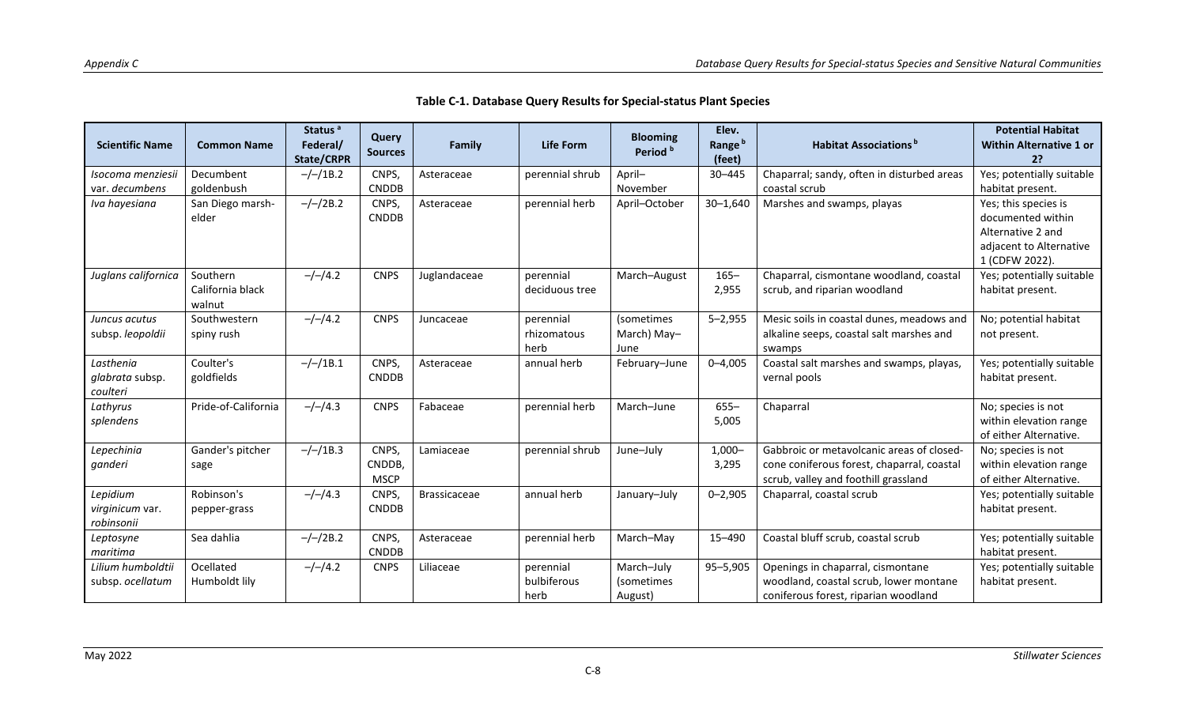**Table C-1. Database Query Results for Special-status Plant Species**

| Scientific Name | Common Name | Status [a] Federal/ State/CRPR | Query Sources | Family | Life Form | Blooming Period [b] | Elev. Range [b] (feet) | Habitat Associations [b] | Potential Habitat Within Alternative 1 or 2? |
|---|---|---|---|---|---|---|---|---|---|
| *Isocoma menziesii* var. *decumbens* | Decumbent goldenbush | –/–/1B.2 | CNPS, CNDDB | Asteraceae | perennial shrub | April–November | 30–445 | Chaparral; sandy, often in disturbed areas coastal scrub | Yes; potentially suitable habitat present. |
| *Iva hayesiana* | San Diego marsh-elder | –/–/2B.2 | CNPS, CNDDB | Asteraceae | perennial herb | April–October | 30–1,640 | Marshes and swamps, playas | Yes; this species is documented within Alternative 2 and adjacent to Alternative 1 (CDFW 2022). |
| *Juglans californica* | Southern California black walnut | –/–/4.2 | CNPS | Juglandaceae | perennial deciduous tree | March–August | 165–2,955 | Chaparral, cismontane woodland, coastal scrub, and riparian woodland | Yes; potentially suitable habitat present. |
| *Juncus acutus* subsp. *leopoldii* | Southwestern spiny rush | –/–/4.2 | CNPS | Juncaceae | perennial rhizomatous herb | (sometimes March) May–June | 5–2,955 | Mesic soils in coastal dunes, meadows and alkaline seeps, coastal salt marshes and swamps | No; potential habitat not present. |
| *Lasthenia glabrata* subsp. *coulteri* | Coulter's goldfields | –/–/1B.1 | CNPS, CNDDB | Asteraceae | annual herb | February–June | 0–4,005 | Coastal salt marshes and swamps, playas, vernal pools | Yes; potentially suitable habitat present. |
| *Lathyrus splendens* | Pride-of-California | –/–/4.3 | CNPS | Fabaceae | perennial herb | March–June | 655–5,005 | Chaparral | No; species is not within elevation range of either Alternative. |
| *Lepechinia ganderi* | Gander's pitcher sage | –/–/1B.3 | CNPS, CNDDB, MSCP | Lamiaceae | perennial shrub | June–July | 1,000–3,295 | Gabbroic or metavolcanic areas of closed-cone coniferous forest, chaparral, coastal scrub, valley and foothill grassland | No; species is not within elevation range of either Alternative. |
| *Lepidium virginicum* var. *robinsonii* | Robinson's pepper-grass | –/–/4.3 | CNPS, CNDDB | Brassicaceae | annual herb | January–July | 0–2,905 | Chaparral, coastal scrub | Yes; potentially suitable habitat present. |
| *Leptosyne maritima* | Sea dahlia | –/–/2B.2 | CNPS, CNDDB | Asteraceae | perennial herb | March–May | 15–490 | Coastal bluff scrub, coastal scrub | Yes; potentially suitable habitat present. |
| *Lilium humboldtii* subsp. *ocellatum* | Ocellated Humboldt lily | –/–/4.2 | CNPS | Liliaceae | perennial bulbiferous herb | March–July (sometimes August) | 95–5,905 | Openings in chaparral, cismontane woodland, coastal scrub, lower montane coniferous forest, riparian woodland | Yes; potentially suitable habitat present. |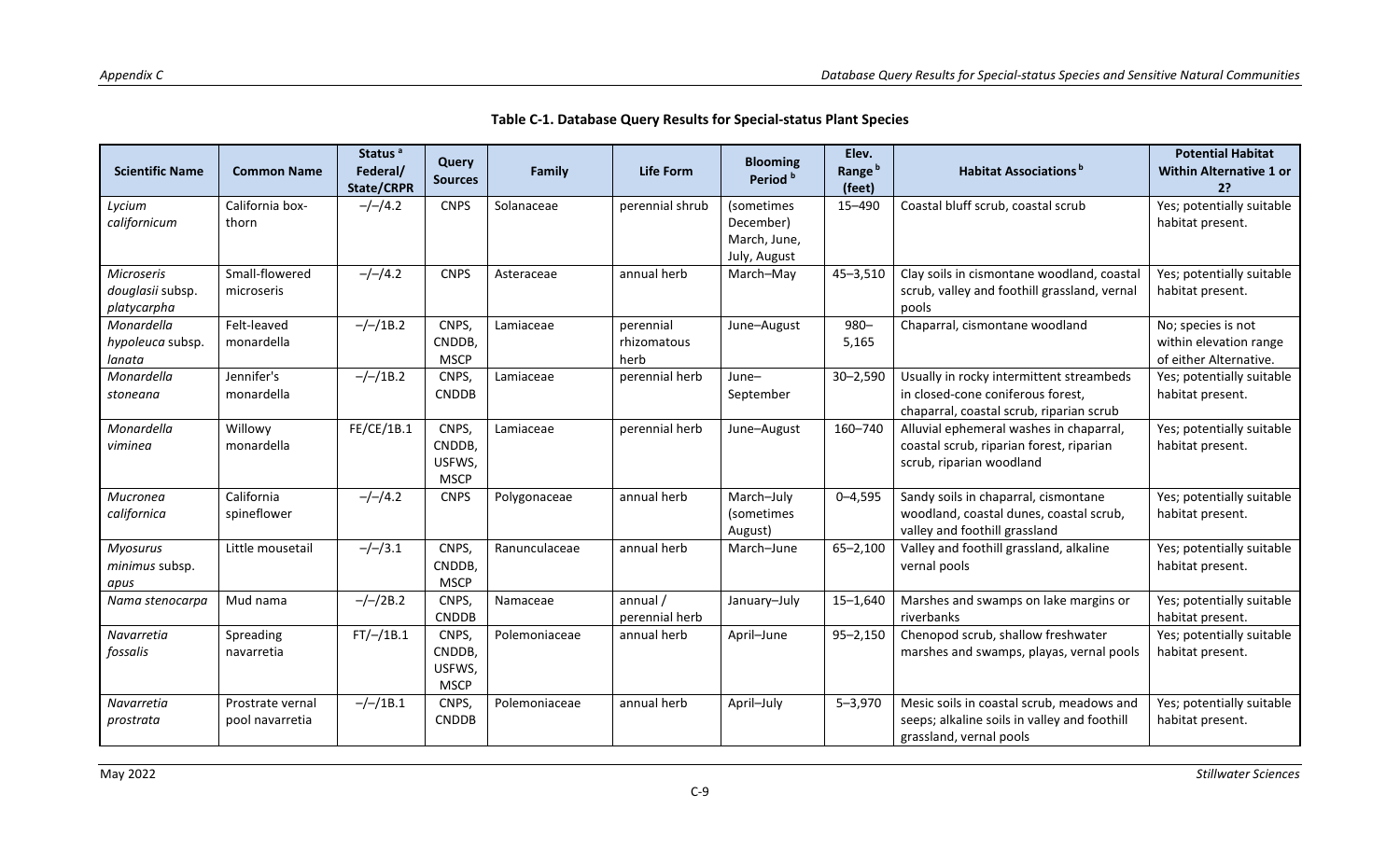**Table C-1. Database Query Results for Special-status Plant Species**

| Scientific Name | Common Name | Status [a] Federal/ State/CRPR | Query Sources | Family | Life Form | Blooming Period [b] | Elev. Range [b] (feet) | Habitat Associations [b] | Potential Habitat Within Alternative 1 or 2? |
|---|---|---|---|---|---|---|---|---|---|
| *Lycium californicum* | California box-thorn | –/–/4.2 | CNPS | Solanaceae | perennial shrub | (sometimes December) March, June, July, August | 15–490 | Coastal bluff scrub, coastal scrub | Yes; potentially suitable habitat present. |
| *Microseris douglasii* subsp. *platycarpha* | Small-flowered microseris | –/–/4.2 | CNPS | Asteraceae | annual herb | March–May | 45–3,510 | Clay soils in cismontane woodland, coastal scrub, valley and foothill grassland, vernal pools | Yes; potentially suitable habitat present. |
| *Monardella hypoleuca* subsp. *lanata* | Felt-leaved monardella | –/–/1B.2 | CNPS, CNDDB, MSCP | Lamiaceae | perennial rhizomatous herb | June–August | 980–5,165 | Chaparral, cismontane woodland | No; species is not within elevation range of either Alternative. |
| *Monardella stoneana* | Jennifer's monardella | –/–/1B.2 | CNPS, CNDDB | Lamiaceae | perennial herb | June–September | 30–2,590 | Usually in rocky intermittent streambeds in closed-cone coniferous forest, chaparral, coastal scrub, riparian scrub | Yes; potentially suitable habitat present. |
| *Monardella viminea* | Willowy monardella | FE/CE/1B.1 | CNPS, CNDDB, USFWS, MSCP | Lamiaceae | perennial herb | June–August | 160–740 | Alluvial ephemeral washes in chaparral, coastal scrub, riparian forest, riparian scrub, riparian woodland | Yes; potentially suitable habitat present. |
| *Mucronea californica* | California spineflower | –/–/4.2 | CNPS | Polygonaceae | annual herb | March–July (sometimes August) | 0–4,595 | Sandy soils in chaparral, cismontane woodland, coastal dunes, coastal scrub, valley and foothill grassland | Yes; potentially suitable habitat present. |
| *Myosurus minimus* subsp. *apus* | Little mousetail | –/–/3.1 | CNPS, CNDDB, MSCP | Ranunculaceae | annual herb | March–June | 65–2,100 | Valley and foothill grassland, alkaline vernal pools | Yes; potentially suitable habitat present. |
| *Nama stenocarpa* | Mud nama | –/–/2B.2 | CNPS, CNDDB | Namaceae | annual / perennial herb | January–July | 15–1,640 | Marshes and swamps on lake margins or riverbanks | Yes; potentially suitable habitat present. |
| *Navarretia fossalis* | Spreading navarretia | FT/–/1B.1 | CNPS, CNDDB, USFWS, MSCP | Polemoniaceae | annual herb | April–June | 95–2,150 | Chenopod scrub, shallow freshwater marshes and swamps, playas, vernal pools | Yes; potentially suitable habitat present. |
| *Navarretia prostrata* | Prostrate vernal pool navarretia | –/–/1B.1 | CNPS, CNDDB | Polemoniaceae | annual herb | April–July | 5–3,970 | Mesic soils in coastal scrub, meadows and seeps; alkaline soils in valley and foothill grassland, vernal pools | Yes; potentially suitable habitat present. |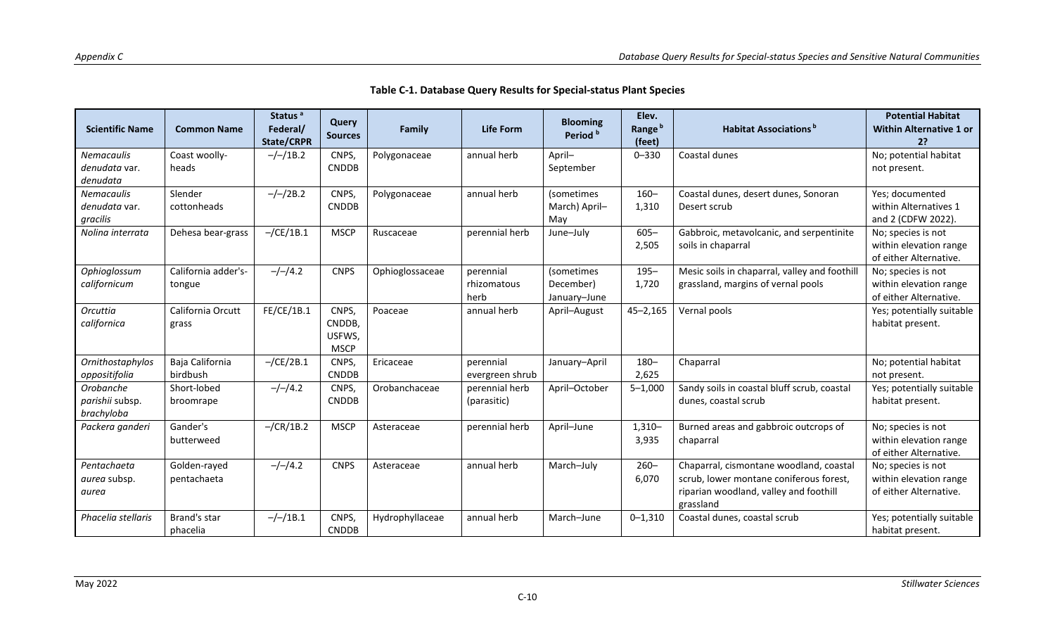**Table C-1. Database Query Results for Special-status Plant Species**

| Scientific Name | Common Name | Status [a] Federal/ State/CPRR | Query Sources | Family | Life Form | Blooming Period [b] | Elev. Range [b] (feet) | Habitat Associations [b] | Potential Habitat Within Alternative 1 or 2? |
|---|---|---|---|---|---|---|---|---|---|
| *Nemacaulis denudata* var. *denudata* | Coast woolly-heads | –/–/1B.2 | CNPS, CNDDB | Polygonaceae | annual herb | April–September | 0–330 | Coastal dunes | No; potential habitat not present. |
| *Nemacaulis denudata* var. *gracilis* | Slender cottonheads | –/–/2B.2 | CNPS, CNDDB | Polygonaceae | annual herb | (sometimes March) April–May | 160–1,310 | Coastal dunes, desert dunes, Sonoran Desert scrub | Yes; documented within Alternatives 1 and 2 (CDFW 2022). |
| *Nolina interrata* | Dehesa bear-grass | –/CE/1B.1 | MSCP | Ruscaceae | perennial herb | June–July | 605–2,505 | Gabbroic, metavolcanic, and serpentinite soils in chaparral | No; species is not within elevation range of either Alternative. |
| *Ophioglossum californicum* | California adder's-tongue | –/–/4.2 | CNPS | Ophioglossaceae | perennial rhizomatous herb | (sometimes December) January–June | 195–1,720 | Mesic soils in chaparral, valley and foothill grassland, margins of vernal pools | No; species is not within elevation range of either Alternative. |
| *Orcuttia californica* | California Orcutt grass | FE/CE/1B.1 | CNPS, CNDDB, USFWS, MSCP | Poaceae | annual herb | April–August | 45–2,165 | Vernal pools | Yes; potentially suitable habitat present. |
| *Ornithostaphylos oppositifolia* | Baja California birdbush | –/CE/2B.1 | CNPS, CNDDB | Ericaceae | perennial evergreen shrub | January–April | 180–2,625 | Chaparral | No; potential habitat not present. |
| *Orobanche parishii* subsp. *brachyloba* | Short-lobed broomrape | –/–/4.2 | CNPS, CNDDB | Orobanchaceae | perennial herb (parasitic) | April–October | 5–1,000 | Sandy soils in coastal bluff scrub, coastal dunes, coastal scrub | Yes; potentially suitable habitat present. |
| *Packera ganderi* | Gander's butterweed | –/CR/1B.2 | MSCP | Asteraceae | perennial herb | April–June | 1,310–3,935 | Burned areas and gabbroic outcrops of chaparral | No; species is not within elevation range of either Alternative. |
| *Pentachaeta aurea* subsp. *aurea* | Golden-rayed pentachaeta | –/–/4.2 | CNPS | Asteraceae | annual herb | March–July | 260–6,070 | Chaparral, cismontane woodland, coastal scrub, lower montane coniferous forest, riparian woodland, valley and foothill grassland | No; species is not within elevation range of either Alternative. |
| *Phacelia stellaris* | Brand's star phacelia | –/–/1B.1 | CNPS, CNDDB | Hydrophyllaceae | annual herb | March–June | 0–1,310 | Coastal dunes, coastal scrub | Yes; potentially suitable habitat present. |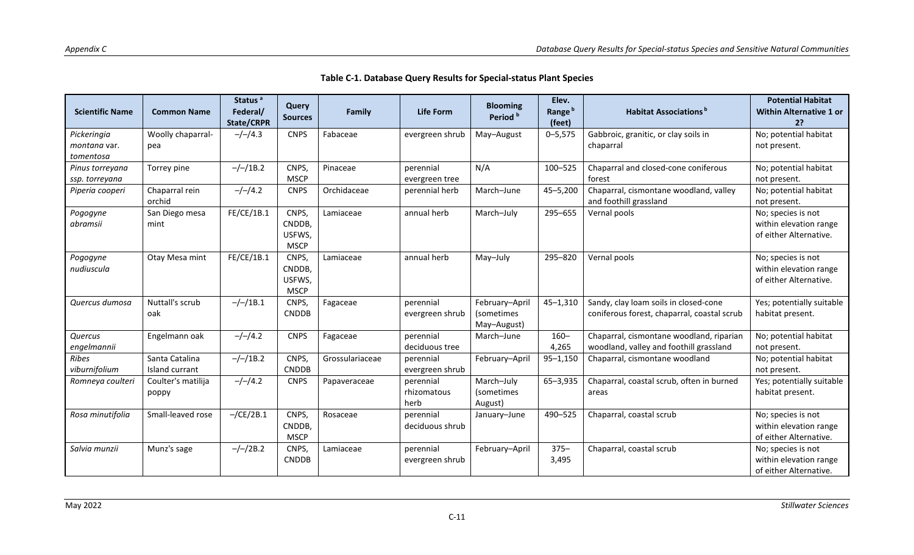**Table C-1. Database Query Results for Special-status Plant Species**

| Scientific Name | Common Name | Status [a] Federal/ State/CRPR | Query Sources | Family | Life Form | Blooming Period [b] | Elev. Range [b] (feet) | Habitat Associations [b] | Potential Habitat Within Alternative 1 or 2? |
|---|---|---|---|---|---|---|---|---|---|
| *Pickeringia montana* var. *tomentosa* | Woolly chaparral-pea | –/–/4.3 | CNPS | Fabaceae | evergreen shrub | May–August | 0–5,575 | Gabbroic, granitic, or clay soils in chaparral | No; potential habitat not present. |
| *Pinus torreyana* ssp. *torreyana* | Torrey pine | –/–/1B.2 | CNPS, MSCP | Pinaceae | perennial evergreen tree | N/A | 100–525 | Chaparral and closed-cone coniferous forest | No; potential habitat not present. |
| *Piperia cooperi* | Chaparral rein orchid | –/–/4.2 | CNPS | Orchidaceae | perennial herb | March–June | 45–5,200 | Chaparral, cismontane woodland, valley and foothill grassland | No; potential habitat not present. |
| *Pogogyne abramsii* | San Diego mesa mint | FE/CE/1B.1 | CNPS, CNDDB, USFWS, MSCP | Lamiaceae | annual herb | March–July | 295–655 | Vernal pools | No; species is not within elevation range of either Alternative. |
| *Pogogyne nudiuscula* | Otay Mesa mint | FE/CE/1B.1 | CNPS, CNDDB, USFWS, MSCP | Lamiaceae | annual herb | May–July | 295–820 | Vernal pools | No; species is not within elevation range of either Alternative. |
| *Quercus dumosa* | Nuttall's scrub oak | –/–/1B.1 | CNPS, CNDDB | Fagaceae | perennial evergreen shrub | February–April (sometimes May–August) | 45–1,310 | Sandy, clay loam soils in closed-cone coniferous forest, chaparral, coastal scrub | Yes; potentially suitable habitat present. |
| *Quercus engelmannii* | Engelmann oak | –/–/4.2 | CNPS | Fagaceae | perennial deciduous tree | March–June | 160–4,265 | Chaparral, cismontane woodland, riparian woodland, valley and foothill grassland | No; potential habitat not present. |
| *Ribes viburnifolium* | Santa Catalina Island currant | –/–/1B.2 | CNPS, CNDDB | Grossulariaceae | perennial evergreen shrub | February–April | 95–1,150 | Chaparral, cismontane woodland | No; potential habitat not present. |
| *Romneya coulteri* | Coulter's matilija poppy | –/–/4.2 | CNPS | Papaveraceae | perennial rhizomatous herb | March–July (sometimes August) | 65–3,935 | Chaparral, coastal scrub, often in burned areas | Yes; potentially suitable habitat present. |
| *Rosa minutifolia* | Small-leaved rose | –/CE/2B.1 | CNPS, CNDDB, MSCP | Rosaceae | perennial deciduous shrub | January–June | 490–525 | Chaparral, coastal scrub | No; species is not within elevation range of either Alternative. |
| *Salvia munzii* | Munz's sage | –/–/2B.2 | CNPS, CNDDB | Lamiaceae | perennial evergreen shrub | February–April | 375–3,495 | Chaparral, coastal scrub | No; species is not within elevation range of either Alternative. |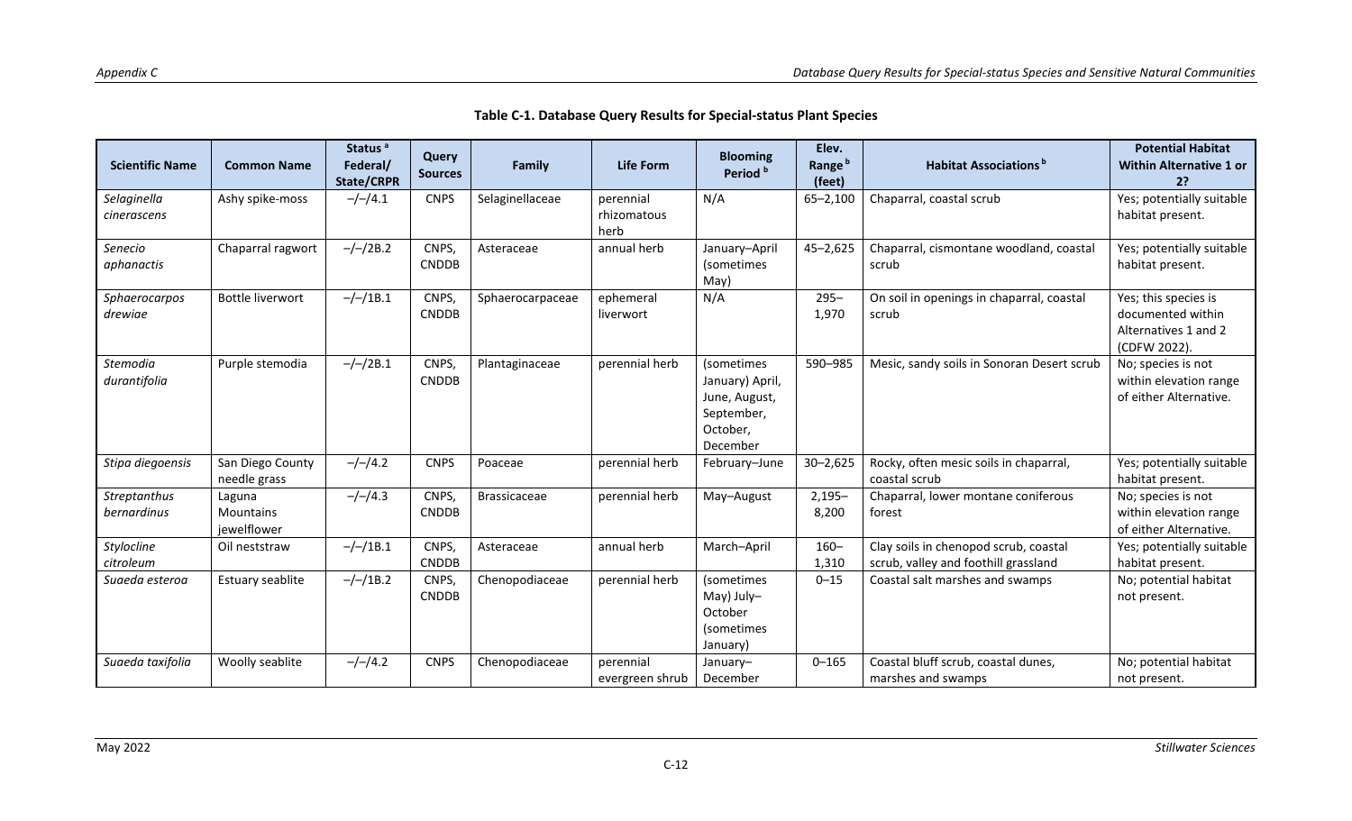**Table C-1. Database Query Results for Special-status Plant Species**

| Scientific Name | Common Name | Status [a] Federal/ State/CRPR | Query Sources | Family | Life Form | Blooming Period [b] | Elev. Range [b] (feet) | Habitat Associations [b] | Potential Habitat Within Alternative 1 or 2? |
|---|---|---|---|---|---|---|---|---|---|
| *Selaginella cinerascens* | Ashy spike-moss | –/–/4.1 | CNPS | Selaginellaceae | perennial rhizomatous herb | N/A | 65–2,100 | Chaparral, coastal scrub | Yes; potentially suitable habitat present. |
| *Senecio aphanactis* | Chaparral ragwort | –/–/2B.2 | CNPS, CNDDB | Asteraceae | annual herb | January–April (sometimes May) | 45–2,625 | Chaparral, cismontane woodland, coastal scrub | Yes; potentially suitable habitat present. |
| *Sphaerocarpos drewiae* | Bottle liverwort | –/–/1B.1 | CNPS, CNDDB | Sphaerocarpaceae | ephemeral liverwort | N/A | 295–1,970 | On soil in openings in chaparral, coastal scrub | Yes; this species is documented within Alternatives 1 and 2 (CDFW 2022). |
| *Stemodia durantifolia* | Purple stemodia | –/–/2B.1 | CNPS, CNDDB | Plantaginaceae | perennial herb | (sometimes January) April, June, August, September, October, December | 590–985 | Mesic, sandy soils in Sonoran Desert scrub | No; species is not within elevation range of either Alternative. |
| *Stipa diegoensis* | San Diego County needle grass | –/–/4.2 | CNPS | Poaceae | perennial herb | February–June | 30–2,625 | Rocky, often mesic soils in chaparral, coastal scrub | Yes; potentially suitable habitat present. |
| *Streptanthus bernardinus* | Laguna Mountains jewelflower | –/–/4.3 | CNPS, CNDDB | Brassicaceae | perennial herb | May–August | 2,195–8,200 | Chaparral, lower montane coniferous forest | No; species is not within elevation range of either Alternative. |
| *Stylocline citroleum* | Oil neststraw | –/–/1B.1 | CNPS, CNDDB | Asteraceae | annual herb | March–April | 160–1,310 | Clay soils in chenopod scrub, coastal scrub, valley and foothill grassland | Yes; potentially suitable habitat present. |
| *Suaeda esteroa* | Estuary seablite | –/–/1B.2 | CNPS, CNDDB | Chenopodiaceae | perennial herb | (sometimes May) July–October (sometimes January) | 0–15 | Coastal salt marshes and swamps | No; potential habitat not present. |
| *Suaeda taxifolia* | Woolly seablite | –/–/4.2 | CNPS | Chenopodiaceae | perennial evergreen shrub | January–December | 0–165 | Coastal bluff scrub, coastal dunes, marshes and swamps | No; potential habitat not present. |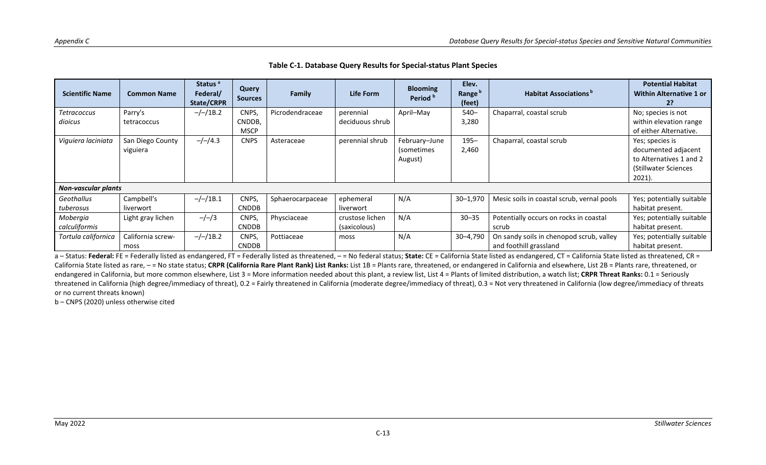**Table C-1. Database Query Results for Special-status Plant Species**

| Scientific Name | Common Name | Status [a] Federal/ State/CRPR | Query Sources | Family | Life Form | Blooming Period [b] | Elev. Range [b] (feet) | Habitat Associations [b] | Potential Habitat Within Alternative 1 or 2? |
|---|---|---|---|---|---|---|---|---|---|
| *Tetracoccus dioicus* | Parry's tetracoccus | –/–/1B.2 | CNPS, CNDDB, MSCP | Picrodendraceae | perennial deciduous shrub | April–May | 540–3,280 | Chaparral, coastal scrub | No; species is not within elevation range of either Alternative. |
| *Viguiera laciniata* | San Diego County viguiera | –/–/4.3 | CNPS | Asteraceae | perennial shrub | February–June (sometimes August) | 195–2,460 | Chaparral, coastal scrub | Yes; species is documented adjacent to Alternatives 1 and 2 (Stillwater Sciences 2021). |
| ***Non-vascular plants*** | | | | | | | | | |
| *Geothallus tuberosus* | Campbell's liverwort | –/–/1B.1 | CNPS, CNDDB | Sphaerocarpaceae | ephemeral liverwort | N/A | 30–1,970 | Mesic soils in coastal scrub, vernal pools | Yes; potentially suitable habitat present. |
| *Mobergia calculiformis* | Light gray lichen | –/–/3 | CNPS, CNDDB | Physciaceae | crustose lichen (saxicolous) | N/A | 30–35 | Potentially occurs on rocks in coastal scrub | Yes; potentially suitable habitat present. |
| *Tortula californica* | California screw-moss | –/–/1B.2 | CNPS, CNDDB | Pottiaceae | moss | N/A | 30–4,790 | On sandy soils in chenopod scrub, valley and foothill grassland | Yes; potentially suitable habitat present. |

a – Status: **Federal:** FE = Federally listed as endangered, FT = Federally listed as threatened, – = No federal status; **State:** CE = California State listed as endangered, CT = California State listed as threatened, CR = California State listed as rare, – = No state status; **CRPR (California Rare Plant Rank) List Ranks:** List 1B = Plants rare, threatened, or endangered in California and elsewhere, List 2B = Plants rare, threatened, or endangered in California, but more common elsewhere, List 3 = More information needed about this plant, a review list, List 4 = Plants of limited distribution, a watch list; **CRPR Threat Ranks:** 0.1 = Seriously threatened in California (high degree/immediacy of threat), 0.2 = Fairly threatened in California (moderate degree/immediacy of threat), 0.3 = Not very threatened in California (low degree/immediacy of threats or no current threats known)

b – CNPS (2020) unless otherwise cited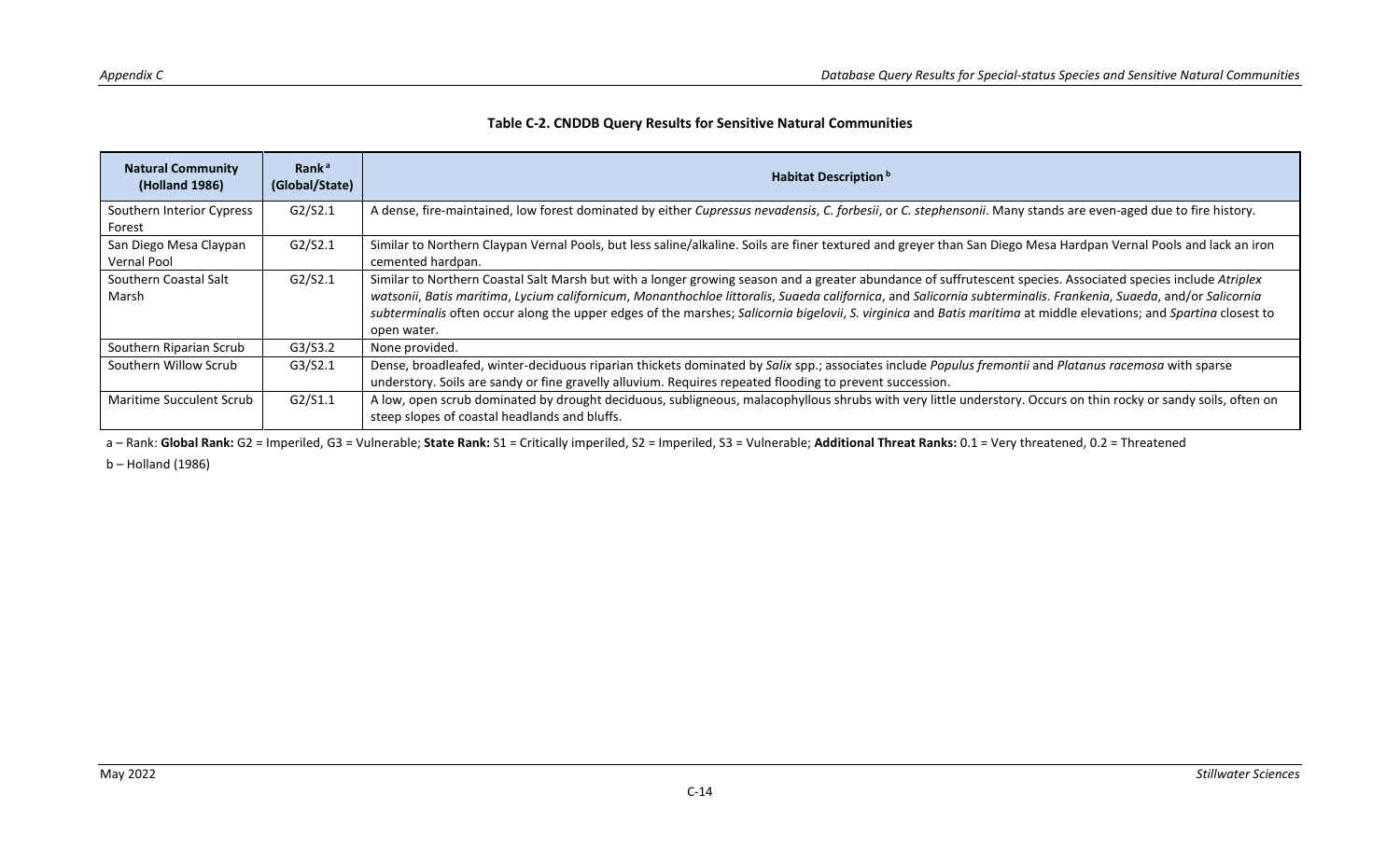**Table C-2. CNDDB Query Results for Sensitive Natural Communities**

| Natural Community (Holland 1986) | Rank[a] (Global/State) | Habitat Description[b] |
|---|---|---|
| Southern Interior Cypress Forest | G2/S2.1 | A dense, fire-maintained, low forest dominated by either *Cupressus nevadensis*, *C. forbesii*, or *C. stephensonii*. Many stands are even-aged due to fire history. |
| San Diego Mesa Claypan Vernal Pool | G2/S2.1 | Similar to Northern Claypan Vernal Pools, but less saline/alkaline. Soils are finer textured and greyer than San Diego Mesa Hardpan Vernal Pools and lack an iron cemented hardpan. |
| Southern Coastal Salt Marsh | G2/S2.1 | Similar to Northern Coastal Salt Marsh but with a longer growing season and a greater abundance of suffrutescent species. Associated species include *Atriplex watsonii*, *Batis maritima*, *Lycium californicum*, *Monanthochloe littoralis*, *Suaeda californica*, and *Salicornia subterminalis*. *Frankenia*, *Suaeda*, and/or *Salicornia subterminalis* often occur along the upper edges of the marshes; *Salicornia bigelovii*, *S. virginica* and *Batis maritima* at middle elevations; and *Spartina* closest to open water. |
| Southern Riparian Scrub | G3/S3.2 | None provided. |
| Southern Willow Scrub | G3/S2.1 | Dense, broadleafed, winter-deciduous riparian thickets dominated by *Salix* spp.; associates include *Populus fremontii* and *Platanus racemosa* with sparse understory. Soils are sandy or fine gravelly alluvium. Requires repeated flooding to prevent succession. |
| Maritime Succulent Scrub | G2/S1.1 | A low, open scrub dominated by drought deciduous, subligneous, malacophyllous shrubs with very little understory. Occurs on thin rocky or sandy soils, often on steep slopes of coastal headlands and bluffs. |

a – Rank: **Global Rank:** G2 = Imperiled, G3 = Vulnerable; **State Rank:** S1 = Critically imperiled, S2 = Imperiled, S3 = Vulnerable; **Additional Threat Ranks:** 0.1 = Very threatened, 0.2 = Threatened

b – Holland (1986)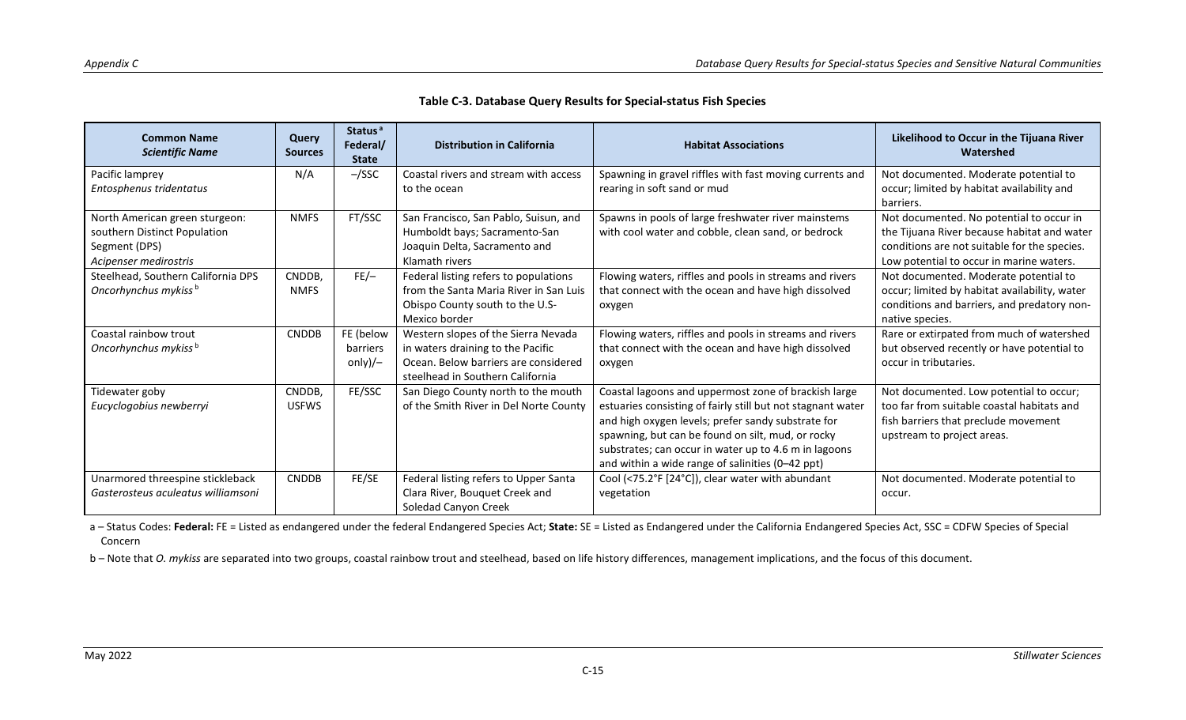**Table C-3. Database Query Results for Special-status Fish Species**

| **Common Name** ***Scientific Name*** | **Query Sources** | **Status**[a] **Federal/ State** | **Distribution in California** | **Habitat Associations** | **Likelihood to Occur in the Tijuana River Watershed** |
|---|---|---|---|---|---|
| Pacific lamprey *Entosphenus tridentatus* | N/A | –/SSC | Coastal rivers and stream with access to the ocean | Spawning in gravel riffles with fast moving currents and rearing in soft sand or mud | Not documented. Moderate potential to occur; limited by habitat availability and barriers. |
| North American green sturgeon: southern Distinct Population Segment (DPS) *Acipenser medirostris* | NMFS | FT/SSC | San Francisco, San Pablo, Suisun, and Humboldt bays; Sacramento-San Joaquin Delta, Sacramento and Klamath rivers | Spawns in pools of large freshwater river mainstems with cool water and cobble, clean sand, or bedrock | Not documented. No potential to occur in the Tijuana River because habitat and water conditions are not suitable for the species. Low potential to occur in marine waters. |
| Steelhead, Southern California DPS *Oncorhynchus mykiss*[b] | CNDDB, NMFS | FE/– | Federal listing refers to populations from the Santa Maria River in San Luis Obispo County south to the U.S-Mexico border | Flowing waters, riffles and pools in streams and rivers that connect with the ocean and have high dissolved oxygen | Not documented. Moderate potential to occur; limited by habitat availability, water conditions and barriers, and predatory non-native species. |
| Coastal rainbow trout *Oncorhynchus mykiss*[b] | CNDDB | FE (below barriers only)/– | Western slopes of the Sierra Nevada in waters draining to the Pacific Ocean. Below barriers are considered steelhead in Southern California | Flowing waters, riffles and pools in streams and rivers that connect with the ocean and have high dissolved oxygen | Rare or extirpated from much of watershed but observed recently or have potential to occur in tributaries. |
| Tidewater goby *Eucyclogobius newberryi* | CNDDB, USFWS | FE/SSC | San Diego County north to the mouth of the Smith River in Del Norte County | Coastal lagoons and uppermost zone of brackish large estuaries consisting of fairly still but not stagnant water and high oxygen levels; prefer sandy substrate for spawning, but can be found on silt, mud, or rocky substrates; can occur in water up to 4.6 m in lagoons and within a wide range of salinities (0–42 ppt) | Not documented. Low potential to occur; too far from suitable coastal habitats and fish barriers that preclude movement upstream to project areas. |
| Unarmored threespine stickleback *Gasterosteus aculeatus williamsoni* | CNDDB | FE/SE | Federal listing refers to Upper Santa Clara River, Bouquet Creek and Soledad Canyon Creek | Cool (<75.2°F [24°C]), clear water with abundant vegetation | Not documented. Moderate potential to occur. |

a – Status Codes: **Federal:** FE = Listed as endangered under the federal Endangered Species Act; **State:** SE = Listed as Endangered under the California Endangered Species Act, SSC = CDFW Species of Special Concern

b – Note that *O. mykiss* are separated into two groups, coastal rainbow trout and steelhead, based on life history differences, management implications, and the focus of this document.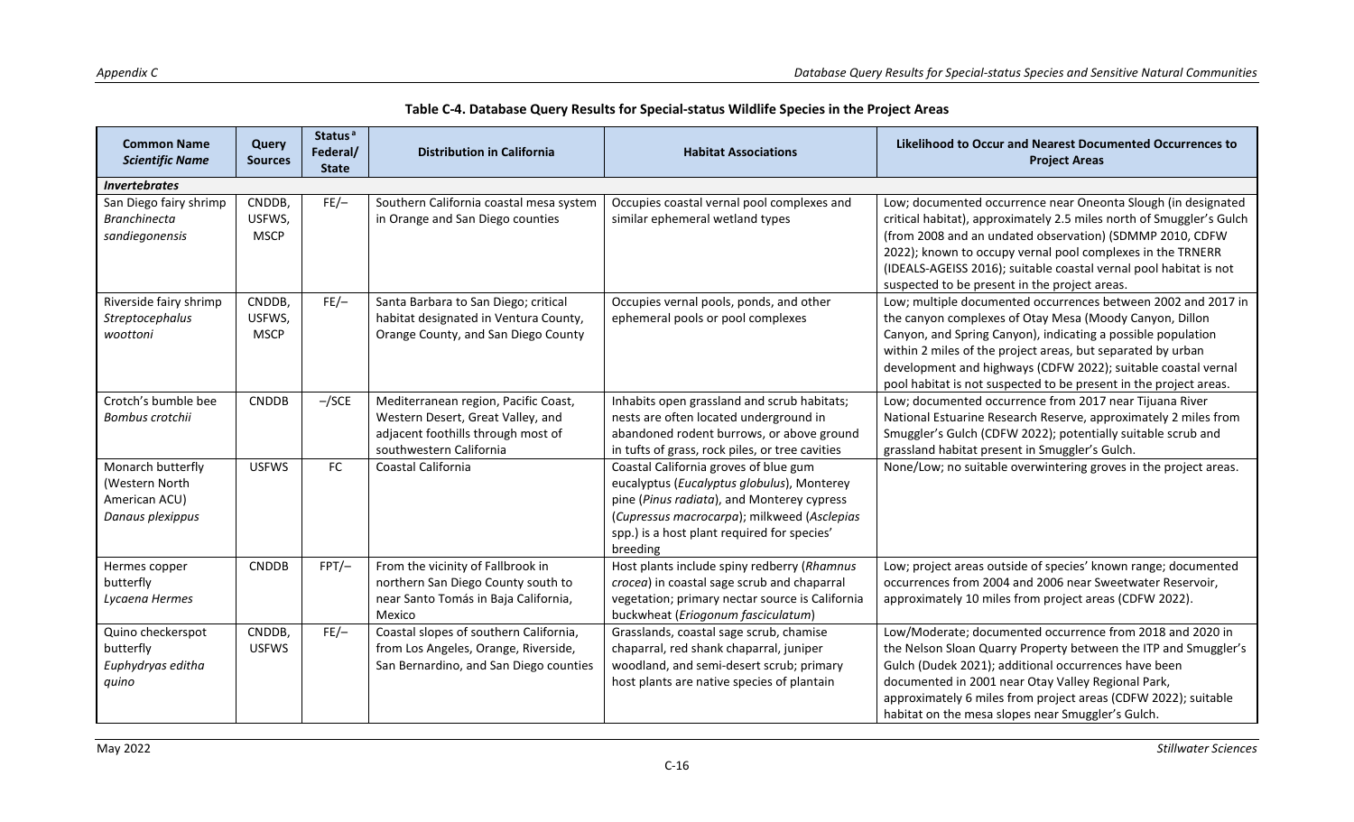**Table C-4. Database Query Results for Special-status Wildlife Species in the Project Areas**

| Common Name *Scientific Name* | Query Sources | Status[a] Federal/ State | Distribution in California | Habitat Associations | Likelihood to Occur and Nearest Documented Occurrences to Project Areas |
|---|---|---|---|---|---|
| ***Invertebrates*** | | | | | |
| San Diego fairy shrimp *Branchinecta sandiegonensis* | CNDDB, USFWS, MSCP | FE/– | Southern California coastal mesa system in Orange and San Diego counties | Occupies coastal vernal pool complexes and similar ephemeral wetland types | Low; documented occurrence near Oneonta Slough (in designated critical habitat), approximately 2.5 miles north of Smuggler's Gulch (from 2008 and an undated observation) (SDMMP 2010, CDFW 2022); known to occupy vernal pool complexes in the TRNERR (IDEALS-AGEISS 2016); suitable coastal vernal pool habitat is not suspected to be present in the project areas. |
| Riverside fairy shrimp *Streptocephalus woottoni* | CNDDB, USFWS, MSCP | FE/– | Santa Barbara to San Diego; critical habitat designated in Ventura County, Orange County, and San Diego County | Occupies vernal pools, ponds, and other ephemeral pools or pool complexes | Low; multiple documented occurrences between 2002 and 2017 in the canyon complexes of Otay Mesa (Moody Canyon, Dillon Canyon, and Spring Canyon), indicating a possible population within 2 miles of the project areas, but separated by urban development and highways (CDFW 2022); suitable coastal vernal pool habitat is not suspected to be present in the project areas. |
| Crotch's bumble bee *Bombus crotchii* | CNDDB | –/SCE | Mediterranean region, Pacific Coast, Western Desert, Great Valley, and adjacent foothills through most of southwestern California | Inhabits open grassland and scrub habitats; nests are often located underground in abandoned rodent burrows, or above ground in tufts of grass, rock piles, or tree cavities | Low; documented occurrence from 2017 near Tijuana River National Estuarine Research Reserve, approximately 2 miles from Smuggler's Gulch (CDFW 2022); potentially suitable scrub and grassland habitat present in Smuggler's Gulch. |
| Monarch butterfly (Western North American ACU) *Danaus plexippus* | USFWS | FC | Coastal California | Coastal California groves of blue gum eucalyptus (*Eucalyptus globulus*), Monterey pine (*Pinus radiata*), and Monterey cypress (*Cupressus macrocarpa*); milkweed (*Asclepias* spp.) is a host plant required for species' breeding | None/Low; no suitable overwintering groves in the project areas. |
| Hermes copper butterfly *Lycaena Hermes* | CNDDB | FPT/– | From the vicinity of Fallbrook in northern San Diego County south to near Santo Tomás in Baja California, Mexico | Host plants include spiny redberry (*Rhamnus crocea*) in coastal sage scrub and chaparral vegetation; primary nectar source is California buckwheat (*Eriogonum fasciculatum*) | Low; project areas outside of species' known range; documented occurrences from 2004 and 2006 near Sweetwater Reservoir, approximately 10 miles from project areas (CDFW 2022). |
| Quino checkerspot butterfly *Euphydryas editha quino* | CNDDB, USFWS | FE/– | Coastal slopes of southern California, from Los Angeles, Orange, Riverside, San Bernardino, and San Diego counties | Grasslands, coastal sage scrub, chamise chaparral, red shank chaparral, juniper woodland, and semi-desert scrub; primary host plants are native species of plantain | Low/Moderate; documented occurrence from 2018 and 2020 in the Nelson Sloan Quarry Property between the ITP and Smuggler's Gulch (Dudek 2021); additional occurrences have been documented in 2001 near Otay Valley Regional Park, approximately 6 miles from project areas (CDFW 2022); suitable habitat on the mesa slopes near Smuggler's Gulch. |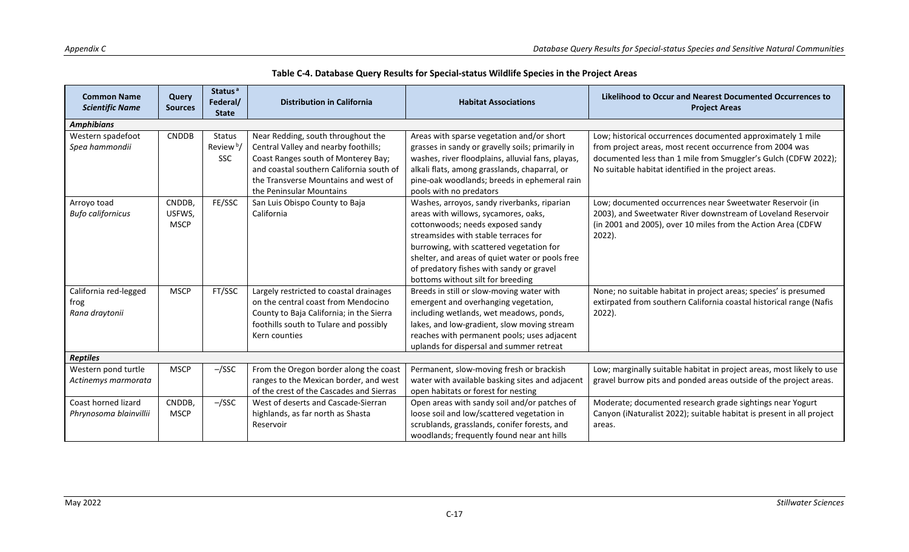**Table C-4. Database Query Results for Special-status Wildlife Species in the Project Areas**

| Common Name *Scientific Name* | Query Sources | Status [a] Federal/ State | Distribution in California | Habitat Associations | Likelihood to Occur and Nearest Documented Occurrences to Project Areas |
|---|---|---|---|---|---|
| ***Amphibians*** | | | | | |
| Western spadefoot *Spea hammondii* | CNDDB | Status Review [b]/ SSC | Near Redding, south throughout the Central Valley and nearby foothills; Coast Ranges south of Monterey Bay; and coastal southern California south of the Transverse Mountains and west of the Peninsular Mountains | Areas with sparse vegetation and/or short grasses in sandy or gravelly soils; primarily in washes, river floodplains, alluvial fans, playas, alkali flats, among grasslands, chaparral, or pine-oak woodlands; breeds in ephemeral rain pools with no predators | Low; historical occurrences documented approximately 1 mile from project areas, most recent occurrence from 2004 was documented less than 1 mile from Smuggler's Gulch (CDFW 2022); No suitable habitat identified in the project areas. |
| Arroyo toad *Bufo californicus* | CNDDB, USFWS, MSCP | FE/SSC | San Luis Obispo County to Baja California | Washes, arroyos, sandy riverbanks, riparian areas with willows, sycamores, oaks, cottonwoods; needs exposed sandy streamsides with stable terraces for burrowing, with scattered vegetation for shelter, and areas of quiet water or pools free of predatory fishes with sandy or gravel bottoms without silt for breeding | Low; documented occurrences near Sweetwater Reservoir (in 2003), and Sweetwater River downstream of Loveland Reservoir (in 2001 and 2005), over 10 miles from the Action Area (CDFW 2022). |
| California red-legged frog *Rana draytonii* | MSCP | FT/SSC | Largely restricted to coastal drainages on the central coast from Mendocino County to Baja California; in the Sierra foothills south to Tulare and possibly Kern counties | Breeds in still or slow-moving water with emergent and overhanging vegetation, including wetlands, wet meadows, ponds, lakes, and low-gradient, slow moving stream reaches with permanent pools; uses adjacent uplands for dispersal and summer retreat | None; no suitable habitat in project areas; species' is presumed extirpated from southern California coastal historical range (Nafis 2022). |
| ***Reptiles*** | | | | | |
| Western pond turtle *Actinemys marmorata* | MSCP | –/SSC | From the Oregon border along the coast ranges to the Mexican border, and west of the crest of the Cascades and Sierras | Permanent, slow-moving fresh or brackish water with available basking sites and adjacent open habitats or forest for nesting | Low; marginally suitable habitat in project areas, most likely to use gravel burrow pits and ponded areas outside of the project areas. |
| Coast horned lizard *Phrynosoma blainvillii* | CNDDB, MSCP | –/SSC | West of deserts and Cascade-Sierran highlands, as far north as Shasta Reservoir | Open areas with sandy soil and/or patches of loose soil and low/scattered vegetation in scrublands, grasslands, conifer forests, and woodlands; frequently found near ant hills | Moderate; documented research grade sightings near Yogurt Canyon (iNaturalist 2022); suitable habitat is present in all project areas. |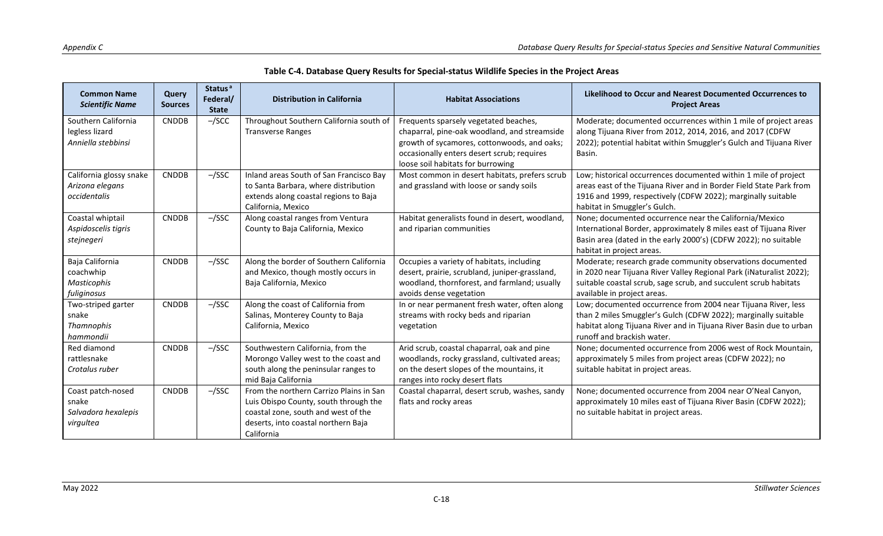**Table C-4. Database Query Results for Special-status Wildlife Species in the Project Areas**

| Common Name *Scientific Name* | Query Sources | Status[a] Federal/ State | Distribution in California | Habitat Associations | Likelihood to Occur and Nearest Documented Occurrences to Project Areas |
|---|---|---|---|---|---|
| Southern California legless lizard *Anniella stebbinsi* | CNDDB | –/SCC | Throughout Southern California south of Transverse Ranges | Frequents sparsely vegetated beaches, chaparral, pine-oak woodland, and streamside growth of sycamores, cottonwoods, and oaks; occasionally enters desert scrub; requires loose soil habitats for burrowing | Moderate; documented occurrences within 1 mile of project areas along Tijuana River from 2012, 2014, 2016, and 2017 (CDFW 2022); potential habitat within Smuggler's Gulch and Tijuana River Basin. |
| California glossy snake *Arizona elegans occidentalis* | CNDDB | –/SSC | Inland areas South of San Francisco Bay to Santa Barbara, where distribution extends along coastal regions to Baja California, Mexico | Most common in desert habitats, prefers scrub and grassland with loose or sandy soils | Low; historical occurrences documented within 1 mile of project areas east of the Tijuana River and in Border Field State Park from 1916 and 1999, respectively (CDFW 2022); marginally suitable habitat in Smuggler's Gulch. |
| Coastal whiptail *Aspidoscelis tigris stejnegeri* | CNDDB | –/SSC | Along coastal ranges from Ventura County to Baja California, Mexico | Habitat generalists found in desert, woodland, and riparian communities | None; documented occurrence near the California/Mexico International Border, approximately 8 miles east of Tijuana River Basin area (dated in the early 2000's) (CDFW 2022); no suitable habitat in project areas. |
| Baja California coachwhip *Masticophis fuliginosus* | CNDDB | –/SSC | Along the border of Southern California and Mexico, though mostly occurs in Baja California, Mexico | Occupies a variety of habitats, including desert, prairie, scrubland, juniper-grassland, woodland, thornforest, and farmland; usually avoids dense vegetation | Moderate; research grade community observations documented in 2020 near Tijuana River Valley Regional Park (iNaturalist 2022); suitable coastal scrub, sage scrub, and succulent scrub habitats available in project areas. |
| Two-striped garter snake *Thamnophis hammondii* | CNDDB | –/SSC | Along the coast of California from Salinas, Monterey County to Baja California, Mexico | In or near permanent fresh water, often along streams with rocky beds and riparian vegetation | Low; documented occurrence from 2004 near Tijuana River, less than 2 miles Smuggler's Gulch (CDFW 2022); marginally suitable habitat along Tijuana River and in Tijuana River Basin due to urban runoff and brackish water. |
| Red diamond rattlesnake *Crotalus ruber* | CNDDB | –/SSC | Southwestern California, from the Morongo Valley west to the coast and south along the peninsular ranges to mid Baja California | Arid scrub, coastal chaparral, oak and pine woodlands, rocky grassland, cultivated areas; on the desert slopes of the mountains, it ranges into rocky desert flats | None; documented occurrence from 2006 west of Rock Mountain, approximately 5 miles from project areas (CDFW 2022); no suitable habitat in project areas. |
| Coast patch-nosed snake *Salvadora hexalepis virgultea* | CNDDB | –/SSC | From the northern Carrizo Plains in San Luis Obispo County, south through the coastal zone, south and west of the deserts, into coastal northern Baja California | Coastal chaparral, desert scrub, washes, sandy flats and rocky areas | None; documented occurrence from 2004 near O'Neal Canyon, approximately 10 miles east of Tijuana River Basin (CDFW 2022); no suitable habitat in project areas. |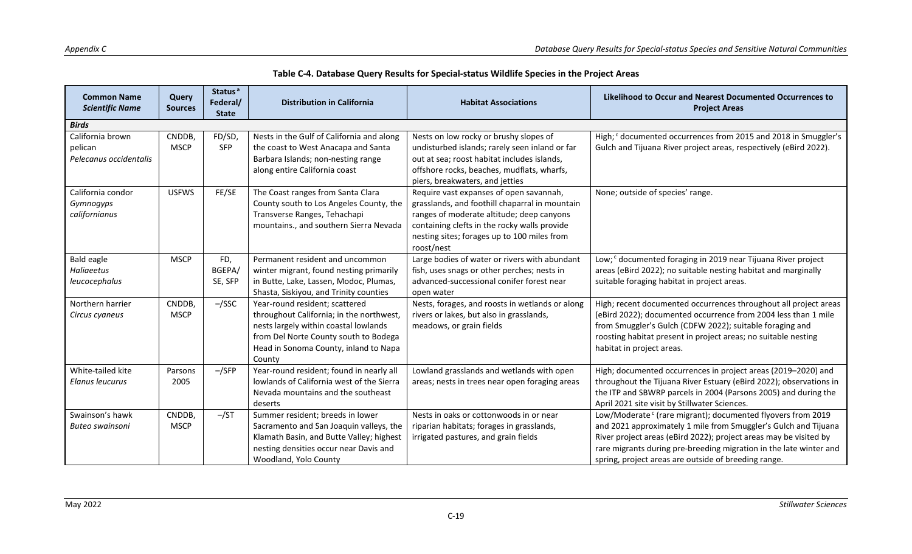**Table C-4. Database Query Results for Special-status Wildlife Species in the Project Areas**

| Common Name *Scientific Name* | Query Sources | Status[a] Federal/ State | Distribution in California | Habitat Associations | Likelihood to Occur and Nearest Documented Occurrences to Project Areas |
|---|---|---|---|---|---|
| ***Birds*** | | | | | |
| California brown pelican *Pelecanus occidentalis* | CNDDB, MSCP | FD/SD, SFP | Nests in the Gulf of California and along the coast to West Anacapa and Santa Barbara Islands; non-nesting range along entire California coast | Nests on low rocky or brushy slopes of undisturbed islands; rarely seen inland or far out at sea; roost habitat includes islands, offshore rocks, beaches, mudflats, wharfs, piers, breakwaters, and jetties | High;[c] documented occurrences from 2015 and 2018 in Smuggler's Gulch and Tijuana River project areas, respectively (eBird 2022). |
| California condor *Gymnogyps californianus* | USFWS | FE/SE | The Coast ranges from Santa Clara County south to Los Angeles County, the Transverse Ranges, Tehachapi mountains., and southern Sierra Nevada | Require vast expanses of open savannah, grasslands, and foothill chaparral in mountain ranges of moderate altitude; deep canyons containing clefts in the rocky walls provide nesting sites; forages up to 100 miles from roost/nest | None; outside of species' range. |
| Bald eagle *Haliaeetus leucocephalus* | MSCP | FD, BGEPA/ SE, SFP | Permanent resident and uncommon winter migrant, found nesting primarily in Butte, Lake, Lassen, Modoc, Plumas, Shasta, Siskiyou, and Trinity counties | Large bodies of water or rivers with abundant fish, uses snags or other perches; nests in advanced-successional conifer forest near open water | Low;[c] documented foraging in 2019 near Tijuana River project areas (eBird 2022); no suitable nesting habitat and marginally suitable foraging habitat in project areas. |
| Northern harrier *Circus cyaneus* | CNDDB, MSCP | –/SSC | Year-round resident; scattered throughout California; in the northwest, nests largely within coastal lowlands from Del Norte County south to Bodega Head in Sonoma County, inland to Napa County | Nests, forages, and roosts in wetlands or along rivers or lakes, but also in grasslands, meadows, or grain fields | High; recent documented occurrences throughout all project areas (eBird 2022); documented occurrence from 2004 less than 1 mile from Smuggler's Gulch (CDFW 2022); suitable foraging and roosting habitat present in project areas; no suitable nesting habitat in project areas. |
| White-tailed kite *Elanus leucurus* | Parsons 2005 | –/SFP | Year-round resident; found in nearly all lowlands of California west of the Sierra Nevada mountains and the southeast deserts | Lowland grasslands and wetlands with open areas; nests in trees near open foraging areas | High; documented occurrences in project areas (2019–2020) and throughout the Tijuana River Estuary (eBird 2022); observations in the ITP and SBWRP parcels in 2004 (Parsons 2005) and during the April 2021 site visit by Stillwater Sciences. |
| Swainson's hawk *Buteo swainsoni* | CNDDB, MSCP | –/ST | Summer resident; breeds in lower Sacramento and San Joaquin valleys, the Klamath Basin, and Butte Valley; highest nesting densities occur near Davis and Woodland, Yolo County | Nests in oaks or cottonwoods in or near riparian habitats; forages in grasslands, irrigated pastures, and grain fields | Low/Moderate[c] (rare migrant); documented flyovers from 2019 and 2021 approximately 1 mile from Smuggler's Gulch and Tijuana River project areas (eBird 2022); project areas may be visited by rare migrants during pre-breeding migration in the late winter and spring, project areas are outside of breeding range. |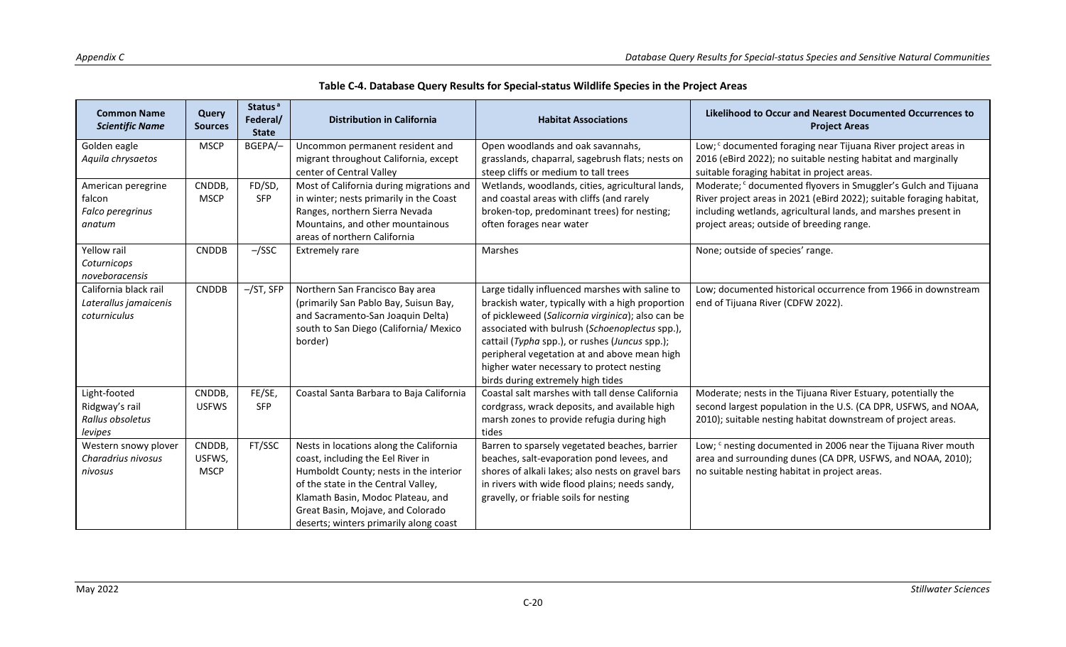**Table C-4. Database Query Results for Special-status Wildlife Species in the Project Areas**

| Common Name *Scientific Name* | Query Sources | Status [a] Federal/ State | Distribution in California | Habitat Associations | Likelihood to Occur and Nearest Documented Occurrences to Project Areas |
|---|---|---|---|---|---|
| Golden eagle *Aquila chrysaetos* | MSCP | BGEPA/– | Uncommon permanent resident and migrant throughout California, except center of Central Valley | Open woodlands and oak savannahs, grasslands, chaparral, sagebrush flats; nests on steep cliffs or medium to tall trees | Low; [c] documented foraging near Tijuana River project areas in 2016 (eBird 2022); no suitable nesting habitat and marginally suitable foraging habitat in project areas. |
| American peregrine falcon *Falco peregrinus anatum* | CNDDB, MSCP | FD/SD, SFP | Most of California during migrations and in winter; nests primarily in the Coast Ranges, northern Sierra Nevada Mountains, and other mountainous areas of northern California | Wetlands, woodlands, cities, agricultural lands, and coastal areas with cliffs (and rarely broken-top, predominant trees) for nesting; often forages near water | Moderate; [c] documented flyovers in Smuggler's Gulch and Tijuana River project areas in 2021 (eBird 2022); suitable foraging habitat, including wetlands, agricultural lands, and marshes present in project areas; outside of breeding range. |
| Yellow rail *Coturnicops noveboracensis* | CNDDB | –/SSC | Extremely rare | Marshes | None; outside of species' range. |
| California black rail *Laterallus jamaicensis coturniculus* | CNDDB | –/ST, SFP | Northern San Francisco Bay area (primarily San Pablo Bay, Suisun Bay, and Sacramento-San Joaquin Delta) south to San Diego (California/ Mexico border) | Large tidally influenced marshes with saline to brackish water, typically with a high proportion of pickleweed (*Salicornia virginica*); also can be associated with bulrush (*Schoenoplectus* spp.), cattail (*Typha* spp.), or rushes (*Juncus* spp.); peripheral vegetation at and above mean high higher water necessary to protect nesting birds during extremely high tides | Low; documented historical occurrence from 1966 in downstream end of Tijuana River (CDFW 2022). |
| Light-footed Ridgway's rail *Rallus obsoletus levipes* | CNDDB, USFWS | FE/SE, SFP | Coastal Santa Barbara to Baja California | Coastal salt marshes with tall dense California cordgrass, wrack deposits, and available high marsh zones to provide refugia during high tides | Moderate; nests in the Tijuana River Estuary, potentially the second largest population in the U.S. (CA DPR, USFWS, and NOAA, 2010); suitable nesting habitat downstream of project areas. |
| Western snowy plover *Charadrius nivosus nivosus* | CNDDB, USFWS, MSCP | FT/SSC | Nests in locations along the California coast, including the Eel River in Humboldt County; nests in the interior of the state in the Central Valley, Klamath Basin, Modoc Plateau, and Great Basin, Mojave, and Colorado deserts; winters primarily along coast | Barren to sparsely vegetated beaches, barrier beaches, salt-evaporation pond levees, and shores of alkali lakes; also nests on gravel bars in rivers with wide flood plains; needs sandy, gravelly, or friable soils for nesting | Low; [c] nesting documented in 2006 near the Tijuana River mouth area and surrounding dunes (CA DPR, USFWS, and NOAA, 2010); no suitable nesting habitat in project areas. |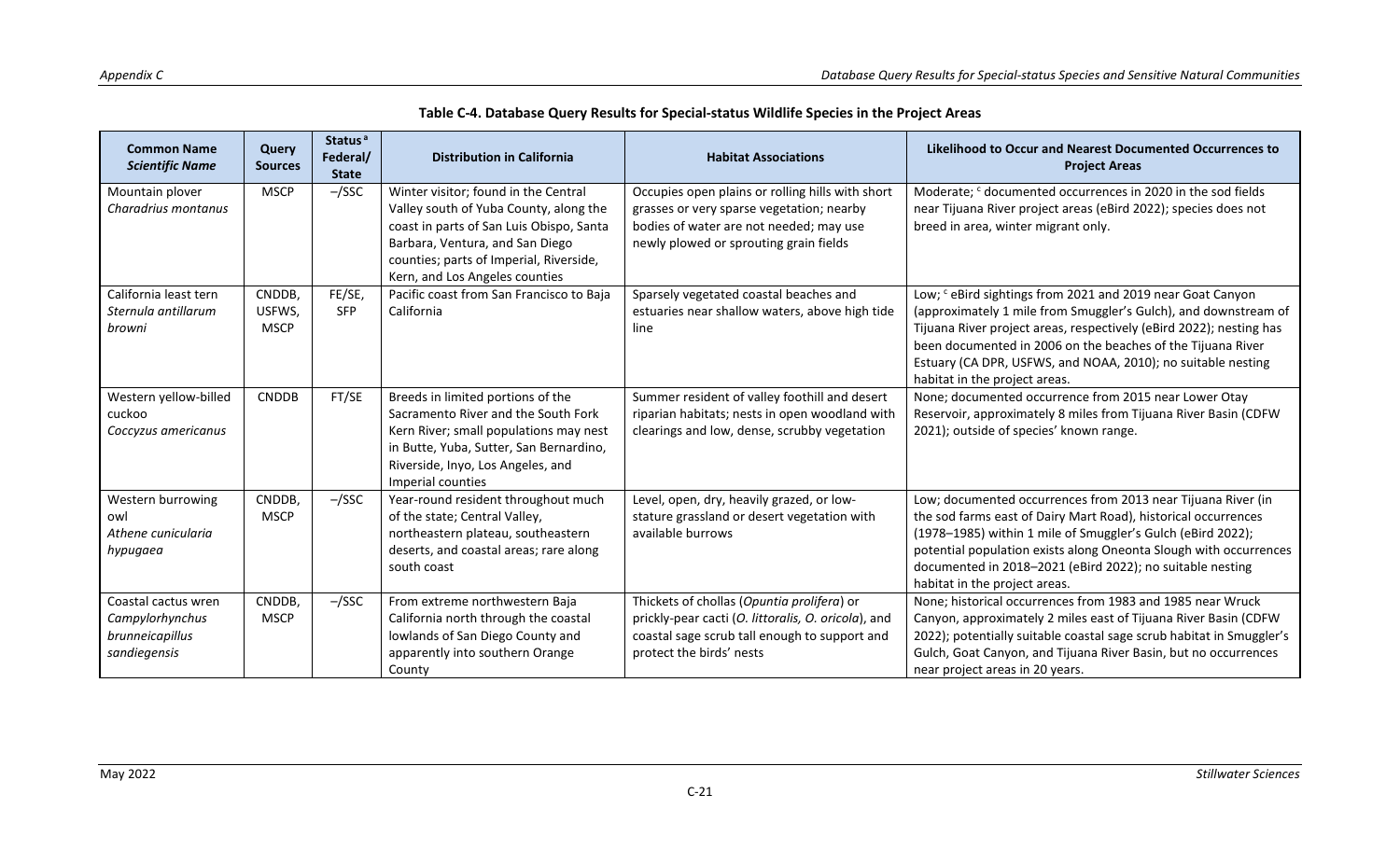**Table C-4. Database Query Results for Special-status Wildlife Species in the Project Areas**

| Common Name *Scientific Name* | Query Sources | Status[a] Federal/ State | Distribution in California | Habitat Associations | Likelihood to Occur and Nearest Documented Occurrences to Project Areas |
|---|---|---|---|---|---|
| Mountain plover *Charadrius montanus* | MSCP | –/SSC | Winter visitor; found in the Central Valley south of Yuba County, along the coast in parts of San Luis Obispo, Santa Barbara, Ventura, and San Diego counties; parts of Imperial, Riverside, Kern, and Los Angeles counties | Occupies open plains or rolling hills with short grasses or very sparse vegetation; nearby bodies of water are not needed; may use newly plowed or sprouting grain fields | Moderate; [c] documented occurrences in 2020 in the sod fields near Tijuana River project areas (eBird 2022); species does not breed in area, winter migrant only. |
| California least tern *Sternula antillarum browni* | CNDDB, USFWS, MSCP | FE/SE, SFP | Pacific coast from San Francisco to Baja California | Sparsely vegetated coastal beaches and estuaries near shallow waters, above high tide line | Low; [c] eBird sightings from 2021 and 2019 near Goat Canyon (approximately 1 mile from Smuggler's Gulch), and downstream of Tijuana River project areas, respectively (eBird 2022); nesting has been documented in 2006 on the beaches of the Tijuana River Estuary (CA DPR, USFWS, and NOAA, 2010); no suitable nesting habitat in the project areas. |
| Western yellow-billed cuckoo *Coccyzus americanus* | CNDDB | FT/SE | Breeds in limited portions of the Sacramento River and the South Fork Kern River; small populations may nest in Butte, Yuba, Sutter, San Bernardino, Riverside, Inyo, Los Angeles, and Imperial counties | Summer resident of valley foothill and desert riparian habitats; nests in open woodland with clearings and low, dense, scrubby vegetation | None; documented occurrence from 2015 near Lower Otay Reservoir, approximately 8 miles from Tijuana River Basin (CDFW 2021); outside of species' known range. |
| Western burrowing owl *Athene cunicularia hypugaea* | CNDDB, MSCP | –/SSC | Year-round resident throughout much of the state; Central Valley, northeastern plateau, southeastern deserts, and coastal areas; rare along south coast | Level, open, dry, heavily grazed, or low-stature grassland or desert vegetation with available burrows | Low; documented occurrences from 2013 near Tijuana River (in the sod farms east of Dairy Mart Road), historical occurrences (1978–1985) within 1 mile of Smuggler's Gulch (eBird 2022); potential population exists along Oneonta Slough with occurrences documented in 2018–2021 (eBird 2022); no suitable nesting habitat in the project areas. |
| Coastal cactus wren *Campylorhynchus brunneicapillus sandiegensis* | CNDDB, MSCP | –/SSC | From extreme northwestern Baja California north through the coastal lowlands of San Diego County and apparently into southern Orange County | Thickets of chollas (*Opuntia prolifera*) or prickly-pear cacti (*O. littoralis, O. oricola*), and coastal sage scrub tall enough to support and protect the birds' nests | None; historical occurrences from 1983 and 1985 near Wruck Canyon, approximately 2 miles east of Tijuana River Basin (CDFW 2022); potentially suitable coastal sage scrub habitat in Smuggler's Gulch, Goat Canyon, and Tijuana River Basin, but no occurrences near project areas in 20 years. |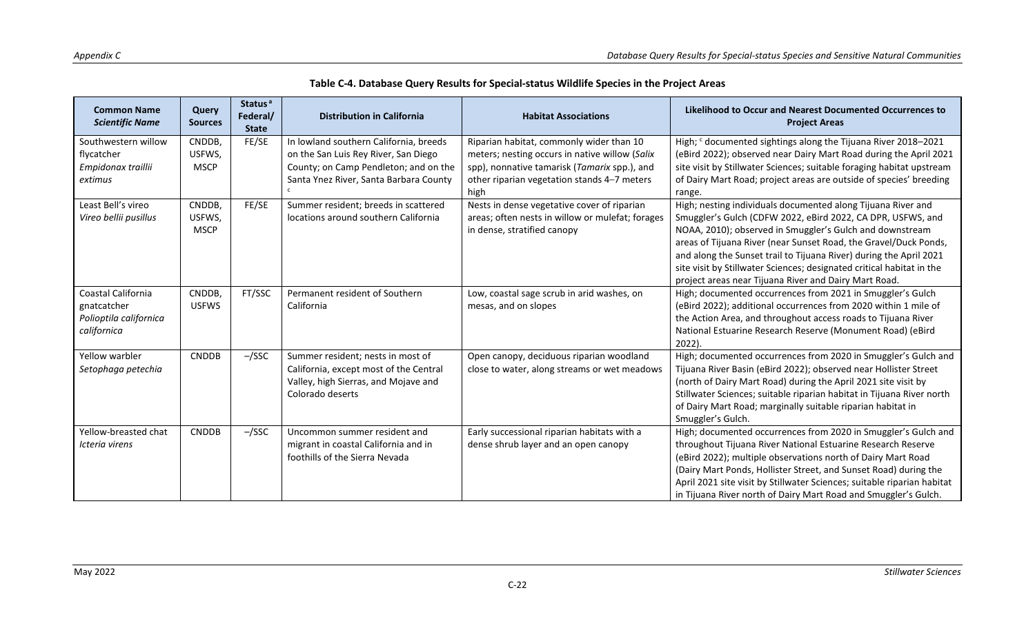**Table C-4. Database Query Results for Special-status Wildlife Species in the Project Areas**

| Common Name *Scientific Name* | Query Sources | Status[a] Federal/ State | Distribution in California | Habitat Associations | Likelihood to Occur and Nearest Documented Occurrences to Project Areas |
|---|---|---|---|---|---|
| Southwestern willow flycatcher *Empidonax traillii extimus* | CNDDB, USFWS, MSCP | FE/SE | In lowland southern California, breeds on the San Luis Rey River, San Diego County; on Camp Pendleton; and on the Santa Ynez River, Santa Barbara County [c] | Riparian habitat, commonly wider than 10 meters; nesting occurs in native willow (*Salix* spp), nonnative tamarisk (*Tamarix* spp.), and other riparian vegetation stands 4–7 meters high | High; [c] documented sightings along the Tijuana River 2018–2021 (eBird 2022); observed near Dairy Mart Road during the April 2021 site visit by Stillwater Sciences; suitable foraging habitat upstream of Dairy Mart Road; project areas are outside of species' breeding range. |
| Least Bell's vireo *Vireo bellii pusillus* | CNDDB, USFWS, MSCP | FE/SE | Summer resident; breeds in scattered locations around southern California | Nests in dense vegetative cover of riparian areas; often nests in willow or mulefat; forages in dense, stratified canopy | High; nesting individuals documented along Tijuana River and Smuggler's Gulch (CDFW 2022, eBird 2022, CA DPR, USFWS, and NOAA, 2010); observed in Smuggler's Gulch and downstream areas of Tijuana River (near Sunset Road, the Gravel/Duck Ponds, and along the Sunset trail to Tijuana River) during the April 2021 site visit by Stillwater Sciences; designated critical habitat in the project areas near Tijuana River and Dairy Mart Road. |
| Coastal California gnatcatcher *Polioptila californica californica* | CNDDB, USFWS | FT/SSC | Permanent resident of Southern California | Low, coastal sage scrub in arid washes, on mesas, and on slopes | High; documented occurrences from 2021 in Smuggler's Gulch (eBird 2022); additional occurrences from 2020 within 1 mile of the Action Area, and throughout access roads to Tijuana River National Estuarine Research Reserve (Monument Road) (eBird 2022). |
| Yellow warbler *Setophaga petechia* | CNDDB | –/SSC | Summer resident; nests in most of California, except most of the Central Valley, high Sierras, and Mojave and Colorado deserts | Open canopy, deciduous riparian woodland close to water, along streams or wet meadows | High; documented occurrences from 2020 in Smuggler's Gulch and Tijuana River Basin (eBird 2022); observed near Hollister Street (north of Dairy Mart Road) during the April 2021 site visit by Stillwater Sciences; suitable riparian habitat in Tijuana River north of Dairy Mart Road; marginally suitable riparian habitat in Smuggler's Gulch. |
| Yellow-breasted chat *Icteria virens* | CNDDB | –/SSC | Uncommon summer resident and migrant in coastal California and in foothills of the Sierra Nevada | Early successional riparian habitats with a dense shrub layer and an open canopy | High; documented occurrences from 2020 in Smuggler's Gulch and throughout Tijuana River National Estuarine Research Reserve (eBird 2022); multiple observations north of Dairy Mart Road (Dairy Mart Ponds, Hollister Street, and Sunset Road) during the April 2021 site visit by Stillwater Sciences; suitable riparian habitat in Tijuana River north of Dairy Mart Road and Smuggler's Gulch. |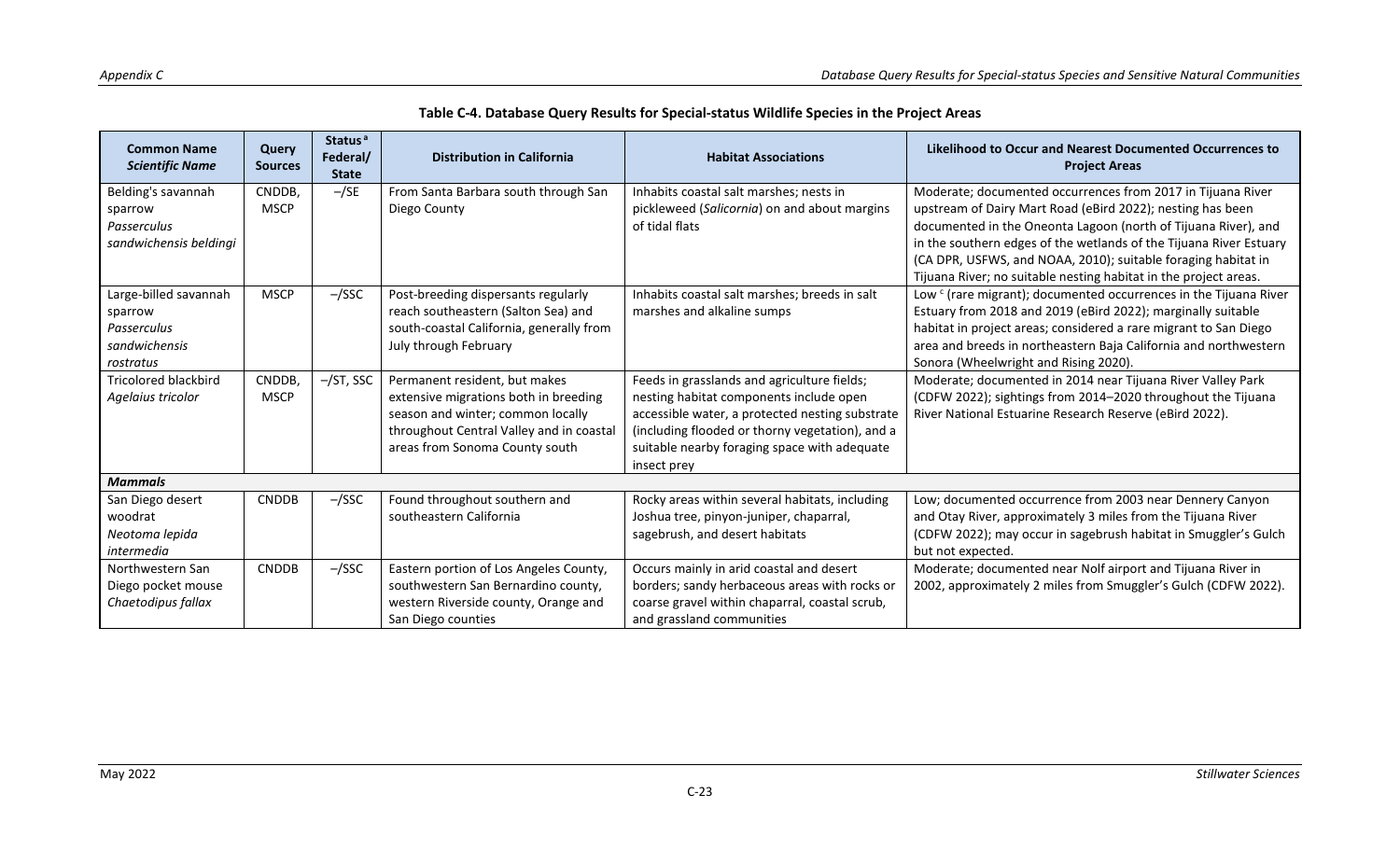**Table C-4. Database Query Results for Special-status Wildlife Species in the Project Areas**

| Common Name *Scientific Name* | Query Sources | Status [a] Federal/ State | Distribution in California | Habitat Associations | Likelihood to Occur and Nearest Documented Occurrences to Project Areas |
|---|---|---|---|---|---|
| Belding's savannah sparrow *Passerculus sandwichensis beldingi* | CNDDB, MSCP | –/SE | From Santa Barbara south through San Diego County | Inhabits coastal salt marshes; nests in pickleweed (*Salicornia*) on and about margins of tidal flats | Moderate; documented occurrences from 2017 in Tijuana River upstream of Dairy Mart Road (eBird 2022); nesting has been documented in the Oneonta Lagoon (north of Tijuana River), and in the southern edges of the wetlands of the Tijuana River Estuary (CA DPR, USFWS, and NOAA, 2010); suitable foraging habitat in Tijuana River; no suitable nesting habitat in the project areas. |
| Large-billed savannah sparrow *Passerculus sandwichensis rostratus* | MSCP | –/SSC | Post-breeding dispersants regularly reach southeastern (Salton Sea) and south-coastal California, generally from July through February | Inhabits coastal salt marshes; breeds in salt marshes and alkaline sumps | Low [c] (rare migrant); documented occurrences in the Tijuana River Estuary from 2018 and 2019 (eBird 2022); marginally suitable habitat in project areas; considered a rare migrant to San Diego area and breeds in northeastern Baja California and northwestern Sonora (Wheelwright and Rising 2020). |
| Tricolored blackbird *Agelaius tricolor* | CNDDB, MSCP | –/ST, SSC | Permanent resident, but makes extensive migrations both in breeding season and winter; common locally throughout Central Valley and in coastal areas from Sonoma County south | Feeds in grasslands and agriculture fields; nesting habitat components include open accessible water, a protected nesting substrate (including flooded or thorny vegetation), and a suitable nearby foraging space with adequate insect prey | Moderate; documented in 2014 near Tijuana River Valley Park (CDFW 2022); sightings from 2014–2020 throughout the Tijuana River National Estuarine Research Reserve (eBird 2022). |
| ***Mammals*** | | | | | |
| San Diego desert woodrat *Neotoma lepida intermedia* | CNDDB | –/SSC | Found throughout southern and southeastern California | Rocky areas within several habitats, including Joshua tree, pinyon-juniper, chaparral, sagebrush, and desert habitats | Low; documented occurrence from 2003 near Dennery Canyon and Otay River, approximately 3 miles from the Tijuana River (CDFW 2022); may occur in sagebrush habitat in Smuggler's Gulch but not expected. |
| Northwestern San Diego pocket mouse *Chaetodipus fallax* | CNDDB | –/SSC | Eastern portion of Los Angeles County, southwestern San Bernardino county, western Riverside county, Orange and San Diego counties | Occurs mainly in arid coastal and desert borders; sandy herbaceous areas with rocks or coarse gravel within chaparral, coastal scrub, and grassland communities | Moderate; documented near Nolf airport and Tijuana River in 2002, approximately 2 miles from Smuggler's Gulch (CDFW 2022). |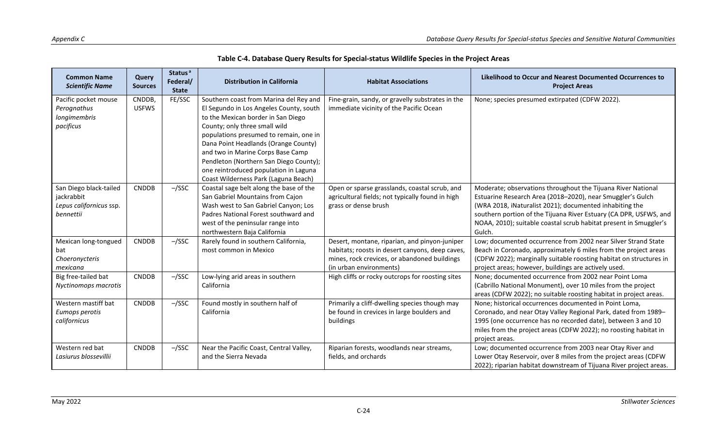**Table C-4. Database Query Results for Special-status Wildlife Species in the Project Areas**

| Common Name *Scientific Name* | Query Sources | Status[a] Federal/ State | Distribution in California | Habitat Associations | Likelihood to Occur and Nearest Documented Occurrences to Project Areas |
|---|---|---|---|---|---|
| Pacific pocket mouse *Perognathus longimembris pacificus* | CNDDB, USFWS | FE/SSC | Southern coast from Marina del Rey and El Segundo in Los Angeles County, south to the Mexican border in San Diego County; only three small wild populations presumed to remain, one in Dana Point Headlands (Orange County) and two in Marine Corps Base Camp Pendleton (Northern San Diego County); one reintroduced population in Laguna Coast Wilderness Park (Laguna Beach) | Fine-grain, sandy, or gravelly substrates in the immediate vicinity of the Pacific Ocean | None; species presumed extirpated (CDFW 2022). |
| San Diego black-tailed jackrabbit *Lepus californicus* ssp. *bennettii* | CNDDB | –/SSC | Coastal sage belt along the base of the San Gabriel Mountains from Cajon Wash west to San Gabriel Canyon; Los Padres National Forest southward and west of the peninsular range into northwestern Baja California | Open or sparse grasslands, coastal scrub, and agricultural fields; not typically found in high grass or dense brush | Moderate; observations throughout the Tijuana River National Estuarine Research Area (2018–2020), near Smuggler's Gulch (WRA 2018, iNaturalist 2021); documented inhabiting the southern portion of the Tijuana River Estuary (CA DPR, USFWS, and NOAA, 2010); suitable coastal scrub habitat present in Smuggler's Gulch. |
| Mexican long-tongued bat *Choeronycteris mexicana* | CNDDB | –/SSC | Rarely found in southern California, most common in Mexico | Desert, montane, riparian, and pinyon-juniper habitats; roosts in desert canyons, deep caves, mines, rock crevices, or abandoned buildings (in urban environments) | Low; documented occurrence from 2002 near Silver Strand State Beach in Coronado, approximately 6 miles from the project areas (CDFW 2022); marginally suitable roosting habitat on structures in project areas; however, buildings are actively used. |
| Big free-tailed bat *Nyctinomops macrotis* | CNDDB | –/SSC | Low-lying arid areas in southern California | High cliffs or rocky outcrops for roosting sites | None; documented occurrence from 2002 near Point Loma (Cabrillo National Monument), over 10 miles from the project areas (CDFW 2022); no suitable roosting habitat in project areas. |
| Western mastiff bat *Eumops perotis californicus* | CNDDB | –/SSC | Found mostly in southern half of California | Primarily a cliff-dwelling species though may be found in crevices in large boulders and buildings | None; historical occurrences documented in Point Loma, Coronado, and near Otay Valley Regional Park, dated from 1989–1995 (one occurrence has no recorded date), between 3 and 10 miles from the project areas (CDFW 2022); no roosting habitat in project areas. |
| Western red bat *Lasiurus blossevillii* | CNDDB | –/SSC | Near the Pacific Coast, Central Valley, and the Sierra Nevada | Riparian forests, woodlands near streams, fields, and orchards | Low; documented occurrence from 2003 near Otay River and Lower Otay Reservoir, over 8 miles from the project areas (CDFW 2022); riparian habitat downstream of Tijuana River project areas. |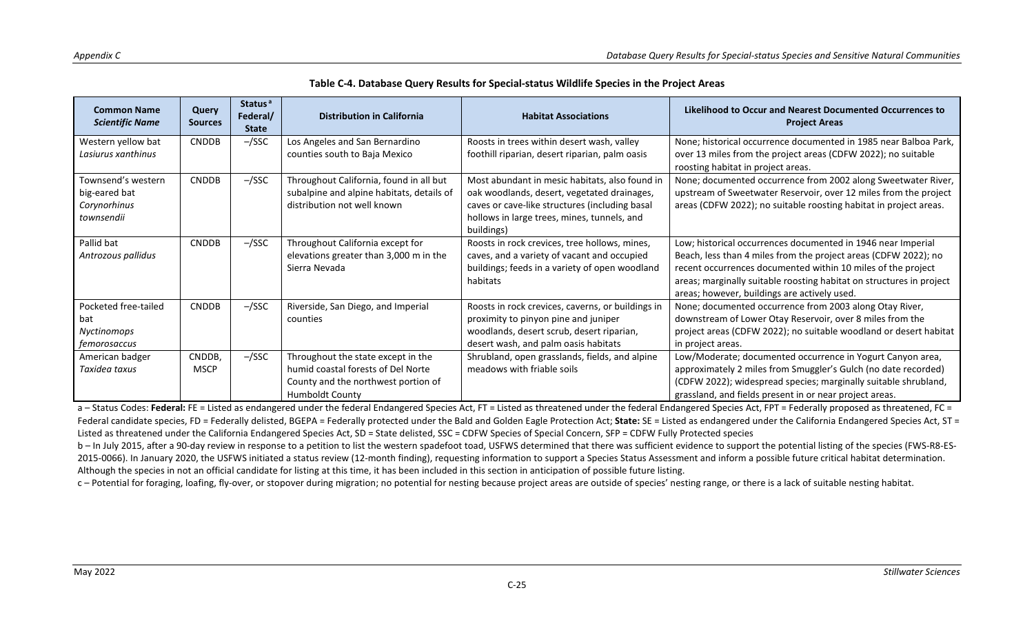**Table C-4. Database Query Results for Special-status Wildlife Species in the Project Areas**

| Common Name *Scientific Name* | Query Sources | Status[a] Federal/ State | Distribution in California | Habitat Associations | Likelihood to Occur and Nearest Documented Occurrences to Project Areas |
|---|---|---|---|---|---|
| Western yellow bat *Lasiurus xanthinus* | CNDDB | –/SSC | Los Angeles and San Bernardino counties south to Baja Mexico | Roosts in trees within desert wash, valley foothill riparian, desert riparian, palm oasis | None; historical occurrence documented in 1985 near Balboa Park, over 13 miles from the project areas (CDFW 2022); no suitable roosting habitat in project areas. |
| Townsend's western big-eared bat *Corynorhinus townsendii* | CNDDB | –/SSC | Throughout California, found in all but subalpine and alpine habitats, details of distribution not well known | Most abundant in mesic habitats, also found in oak woodlands, desert, vegetated drainages, caves or cave-like structures (including basal hollows in large trees, mines, tunnels, and buildings) | None; documented occurrence from 2002 along Sweetwater River, upstream of Sweetwater Reservoir, over 12 miles from the project areas (CDFW 2022); no suitable roosting habitat in project areas. |
| Pallid bat *Antrozous pallidus* | CNDDB | –/SSC | Throughout California except for elevations greater than 3,000 m in the Sierra Nevada | Roosts in rock crevices, tree hollows, mines, caves, and a variety of vacant and occupied buildings; feeds in a variety of open woodland habitats | Low; historical occurrences documented in 1946 near Imperial Beach, less than 4 miles from the project areas (CDFW 2022); no recent occurrences documented within 10 miles of the project areas; marginally suitable roosting habitat on structures in project areas; however, buildings are actively used. |
| Pocketed free-tailed bat *Nyctinomops femorosaccus* | CNDDB | –/SSC | Riverside, San Diego, and Imperial counties | Roosts in rock crevices, caverns, or buildings in proximity to pinyon pine and juniper woodlands, desert scrub, desert riparian, desert wash, and palm oasis habitats | None; documented occurrence from 2003 along Otay River, downstream of Lower Otay Reservoir, over 8 miles from the project areas (CDFW 2022); no suitable woodland or desert habitat in project areas. |
| American badger *Taxidea taxus* | CNDDB, MSCP | –/SSC | Throughout the state except in the humid coastal forests of Del Norte County and the northwest portion of Humboldt County | Shrubland, open grasslands, fields, and alpine meadows with friable soils | Low/Moderate; documented occurrence in Yogurt Canyon area, approximately 2 miles from Smuggler's Gulch (no date recorded) (CDFW 2022); widespread species; marginally suitable shrubland, grassland, and fields present in or near project areas. |

a – Status Codes: **Federal:** FE = Listed as endangered under the federal Endangered Species Act, FT = Listed as threatened under the federal Endangered Species Act, FPT = Federally proposed as threatened, FC = Federal candidate species, FD = Federally delisted, BGEPA = Federally protected under the Bald and Golden Eagle Protection Act; **State:** SE = Listed as endangered under the California Endangered Species Act, ST = Listed as threatened under the California Endangered Species Act, SD = State delisted, SSC = CDFW Species of Special Concern, SFP = CDFW Fully Protected species

b – In July 2015, after a 90-day review in response to a petition to list the western spadefoot toad, USFWS determined that there was sufficient evidence to support the potential listing of the species (FWS-R8-ES-2015-0066). In January 2020, the USFWS initiated a status review (12-month finding), requesting information to support a Species Status Assessment and inform a possible future critical habitat determination. Although the species in not an official candidate for listing at this time, it has been included in this section in anticipation of possible future listing.

c – Potential for foraging, loafing, fly-over, or stopover during migration; no potential for nesting because project areas are outside of species' nesting range, or there is a lack of suitable nesting habitat.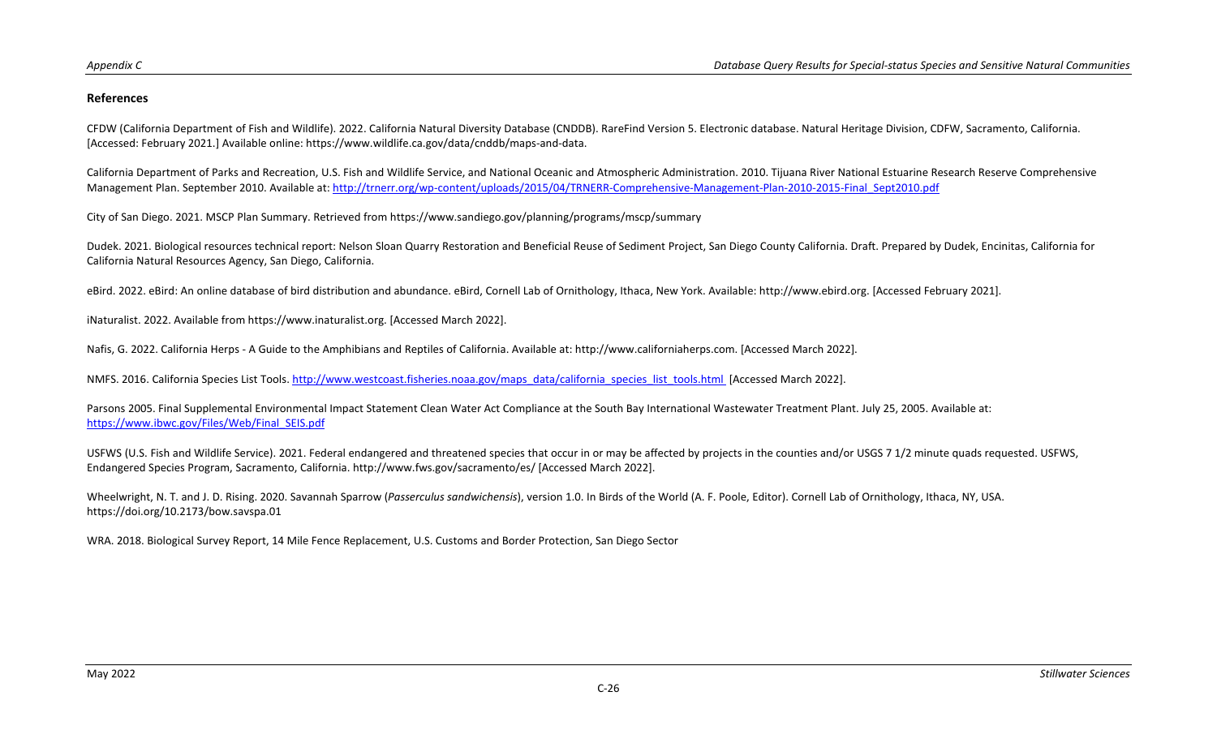## References

CFDW (California Department of Fish and Wildlife). 2022. California Natural Diversity Database (CNDDB). RareFind Version 5. Electronic database. Natural Heritage Division, CDFW, Sacramento, California. [Accessed: February 2021.] Available online: https://www.wildlife.ca.gov/data/cnddb/maps-and-data.

California Department of Parks and Recreation, U.S. Fish and Wildlife Service, and National Oceanic and Atmospheric Administration. 2010. Tijuana River National Estuarine Research Reserve Comprehensive Management Plan. September 2010. Available at: http://trnerr.org/wp-content/uploads/2015/04/TRNERR-Comprehensive-Management-Plan-2010-2015-Final_Sept2010.pdf

City of San Diego. 2021. MSCP Plan Summary. Retrieved from https://www.sandiego.gov/planning/programs/mscp/summary

Dudek. 2021. Biological resources technical report: Nelson Sloan Quarry Restoration and Beneficial Reuse of Sediment Project, San Diego County California. Draft. Prepared by Dudek, Encinitas, California for California Natural Resources Agency, San Diego, California.

eBird. 2022. eBird: An online database of bird distribution and abundance. eBird, Cornell Lab of Ornithology, Ithaca, New York. Available: http://www.ebird.org. [Accessed February 2021].

iNaturalist. 2022. Available from https://www.inaturalist.org. [Accessed March 2022].

Nafis, G. 2022. California Herps - A Guide to the Amphibians and Reptiles of California. Available at: http://www.californiaherps.com. [Accessed March 2022].

NMFS. 2016. California Species List Tools. http://www.westcoast.fisheries.noaa.gov/maps_data/california_species_list_tools.html [Accessed March 2022].

Parsons 2005. Final Supplemental Environmental Impact Statement Clean Water Act Compliance at the South Bay International Wastewater Treatment Plant. July 25, 2005. Available at: https://www.ibwc.gov/Files/Web/Final_SEIS.pdf

USFWS (U.S. Fish and Wildlife Service). 2021. Federal endangered and threatened species that occur in or may be affected by projects in the counties and/or USGS 7 1/2 minute quads requested. USFWS, Endangered Species Program, Sacramento, California. http://www.fws.gov/sacramento/es/ [Accessed March 2022].

Wheelwright, N. T. and J. D. Rising. 2020. Savannah Sparrow (*Passerculus sandwichensis*), version 1.0. In Birds of the World (A. F. Poole, Editor). Cornell Lab of Ornithology, Ithaca, NY, USA. https://doi.org/10.2173/bow.savspa.01

WRA. 2018. Biological Survey Report, 14 Mile Fence Replacement, U.S. Customs and Border Protection, San Diego Sector